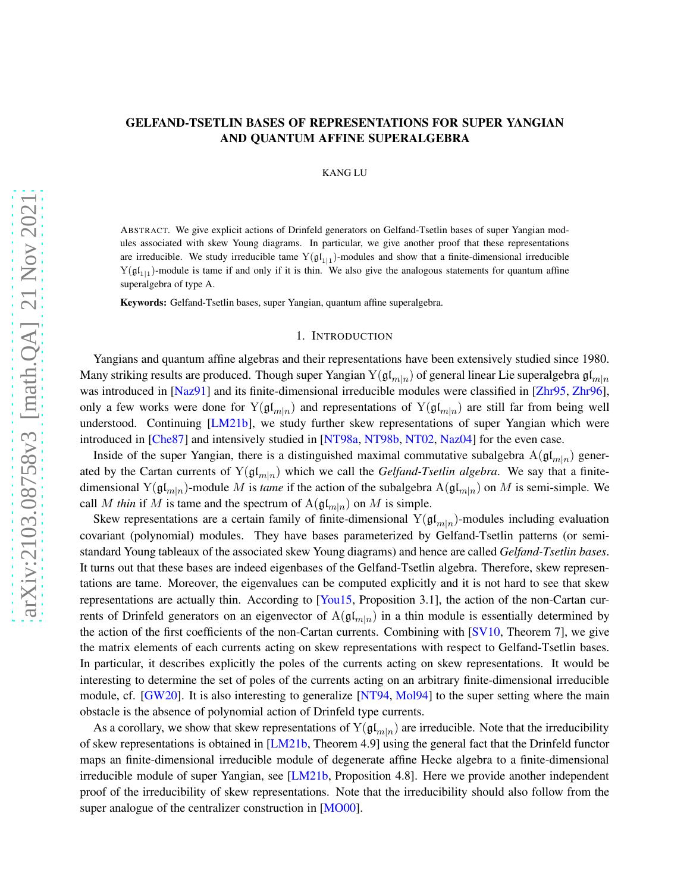# GELFAND-TSETLIN BASES OF REPRESENTATIONS FOR SUPER YANGIAN AND QUANTUM AFFINE SUPERALGEBRA

KANG LU

ABSTRACT. We give explicit actions of Drinfeld generators on Gelfand-Tsetlin bases of super Yangian modules associated with skew Young diagrams. In particular, we give another proof that these representations are irreducible. We study irreducible tame $\mathrm{Y}(\mathfrak{gl}_{1|1})$-modules and show that a finite-dimensional irreducible $\mathrm{Y}(\mathfrak{gl}_{1|1})$-module is tame if and only if it is thin. We also give the analogous statements for quantum affine superalgebra of type A.

**Keywords:** Gelfand-Tsetlin bases, super Yangian, quantum affine superalgebra.

## 1. INTRODUCTION

Yangians and quantum affine algebras and their representations have been extensively studied since 1980. Many striking results are produced. Though super Yangian $\mathrm{Y}(\mathfrak{gl}_{m|n})$ of general linear Lie superalgebra $\mathfrak{gl}_{m|n}$ was introduced in [Naz91] and its finite-dimensional irreducible modules were classified in [Zhr95, Zhr96], only a few works were done for $\mathrm{Y}(\mathfrak{gl}_{m|n})$ and representations of $\mathrm{Y}(\mathfrak{gl}_{m|n})$ are still far from being well understood. Continuing [LM21b], we study further skew representations of super Yangian which were introduced in [Che87] and intensively studied in [NT98a, NT98b, NT02, Naz04] for the even case.

Inside of the super Yangian, there is a distinguished maximal commutative subalgebra $\mathrm{A}(\mathfrak{gl}_{m|n})$ generated by the Cartan currents of $\mathrm{Y}(\mathfrak{gl}_{m|n})$ which we call the *Gelfand-Tsetlin algebra*. We say that a finite-dimensional $\mathrm{Y}(\mathfrak{gl}_{m|n})$-module $M$ is *tame* if the action of the subalgebra $\mathrm{A}(\mathfrak{gl}_{m|n})$ on $M$ is semi-simple. We call $M$ *thin* if $M$ is tame and the spectrum of $\mathrm{A}(\mathfrak{gl}_{m|n})$ on $M$ is simple.

Skew representations are a certain family of finite-dimensional $\mathrm{Y}(\mathfrak{gl}_{m|n})$-modules including evaluation covariant (polynomial) modules. They have bases parameterized by Gelfand-Tsetlin patterns (or semi-standard Young tableaux of the associated skew Young diagrams) and hence are called *Gelfand-Tsetlin bases*. It turns out that these bases are indeed eigenbases of the Gelfand-Tsetlin algebra. Therefore, skew representations are tame. Moreover, the eigenvalues can be computed explicitly and it is not hard to see that skew representations are actually thin. According to [You15, Proposition 3.1], the action of the non-Cartan currents of Drinfeld generators on an eigenvector of $\mathrm{A}(\mathfrak{gl}_{m|n})$ in a thin module is essentially determined by the action of the first coefficients of the non-Cartan currents. Combining with [SV10, Theorem 7], we give the matrix elements of each currents acting on skew representations with respect to Gelfand-Tsetlin bases. In particular, it describes explicitly the poles of the currents acting on skew representations. It would be interesting to determine the set of poles of the currents acting on an arbitrary finite-dimensional irreducible module, cf. [GW20]. It is also interesting to generalize [NT94, Mol94] to the super setting where the main obstacle is the absence of polynomial action of Drinfeld type currents.

As a corollary, we show that skew representations of $\mathrm{Y}(\mathfrak{gl}_{m|n})$ are irreducible. Note that the irreducibility of skew representations is obtained in [LM21b, Theorem 4.9] using the general fact that the Drinfeld functor maps an finite-dimensional irreducible module of degenerate affine Hecke algebra to a finite-dimensional irreducible module of super Yangian, see [LM21b, Proposition 4.8]. Here we provide another independent proof of the irreducibility of skew representations. Note that the irreducibility should also follow from the super analogue of the centralizer construction in [MO00].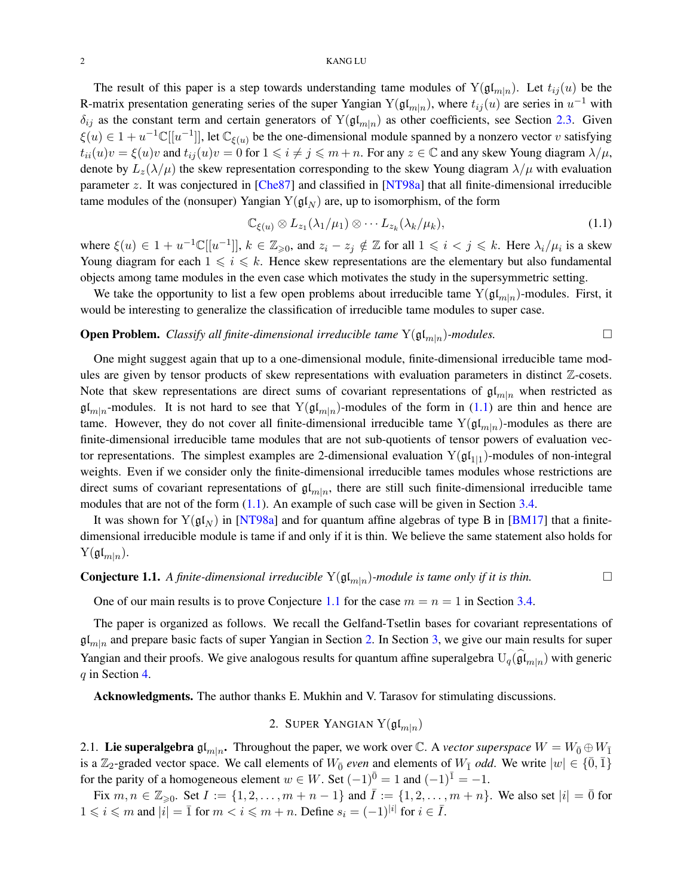The result of this paper is a step towards understanding tame modules of $\mathrm{Y}(\mathfrak{gl}_{m|n})$. Let $t_{ij}(u)$ be the R-matrix presentation generating series of the super Yangian $\mathrm{Y}(\mathfrak{gl}_{m|n})$, where $t_{ij}(u)$ are series in $u^{-1}$ with $\delta_{ij}$ as the constant term and certain generators of $\mathrm{Y}(\mathfrak{gl}_{m|n})$ as other coefficients, see Section 2.3. Given $\xi(u) \in 1 + u^{-1}\mathbb{C}[[u^{-1}]]$, let $\mathbb{C}_{\xi(u)}$ be the one-dimensional module spanned by a nonzero vector $v$ satisfying $t_{ii}(u)v = \xi(u)v$ and $t_{ij}(u)v = 0$ for $1 \leqslant i \neq j \leqslant m+n$. For any $z \in \mathbb{C}$ and any skew Young diagram $\lambda/\mu$, denote by $L_z(\lambda/\mu)$ the skew representation corresponding to the skew Young diagram $\lambda/\mu$ with evaluation parameter $z$. It was conjectured in [Che87] and classified in [NT98a] that all finite-dimensional irreducible tame modules of the (nonsuper) Yangian $\mathrm{Y}(\mathfrak{gl}_N)$ are, up to isomorphism, of the form

$$\mathbb{C}_{\xi(u)} \otimes L_{z_1}(\lambda_1/\mu_1) \otimes \cdots L_{z_k}(\lambda_k/\mu_k), \tag{1.1}$$

where $\xi(u) \in 1 + u^{-1}\mathbb{C}[[u^{-1}]]$, $k \in \mathbb{Z}_{\geqslant 0}$, and $z_i - z_j \notin \mathbb{Z}$ for all $1 \leqslant i < j \leqslant k$. Here $\lambda_i/\mu_i$ is a skew Young diagram for each $1 \leqslant i \leqslant k$. Hence skew representations are the elementary but also fundamental objects among tame modules in the even case which motivates the study in the supersymmetric setting.

We take the opportunity to list a few open problems about irreducible tame $\mathrm{Y}(\mathfrak{gl}_{m|n})$-modules. First, it would be interesting to generalize the classification of irreducible tame modules to super case.

**Open Problem.** *Classify all finite-dimensional irreducible tame $\mathrm{Y}(\mathfrak{gl}_{m|n})$-modules.* □

One might suggest again that up to a one-dimensional module, finite-dimensional irreducible tame modules are given by tensor products of skew representations with evaluation parameters in distinct $\mathbb{Z}$-cosets. Note that skew representations are direct sums of covariant representations of $\mathfrak{gl}_{m|n}$ when restricted as $\mathfrak{gl}_{m|n}$-modules. It is not hard to see that $\mathrm{Y}(\mathfrak{gl}_{m|n})$-modules of the form in (1.1) are thin and hence are tame. However, they do not cover all finite-dimensional irreducible tame $\mathrm{Y}(\mathfrak{gl}_{m|n})$-modules as there are finite-dimensional irreducible tame modules that are not sub-quotients of tensor powers of evaluation vector representations. The simplest examples are 2-dimensional evaluation $\mathrm{Y}(\mathfrak{gl}_{1|1})$-modules of non-integral weights. Even if we consider only the finite-dimensional irreducible tames modules whose restrictions are direct sums of covariant representations of $\mathfrak{gl}_{m|n}$, there are still such finite-dimensional irreducible tame modules that are not of the form (1.1). An example of such case will be given in Section 3.4.

It was shown for $\mathrm{Y}(\mathfrak{gl}_N)$ in [NT98a] and for quantum affine algebras of type B in [BM17] that a finite-dimensional irreducible module is tame if and only if it is thin. We believe the same statement also holds for $\mathrm{Y}(\mathfrak{gl}_{m|n})$.

**Conjecture 1.1.** *A finite-dimensional irreducible $\mathrm{Y}(\mathfrak{gl}_{m|n})$-module is tame only if it is thin.* □

One of our main results is to prove Conjecture 1.1 for the case $m = n = 1$ in Section 3.4.

The paper is organized as follows. We recall the Gelfand-Tsetlin bases for covariant representations of $\mathfrak{gl}_{m|n}$ and prepare basic facts of super Yangian in Section 2. In Section 3, we give our main results for super Yangian and their proofs. We give analogous results for quantum affine superalgebra $\mathrm{U}_q(\widehat{\mathfrak{gl}}_{m|n})$ with generic $q$ in Section 4.

**Acknowledgments.** The author thanks E. Mukhin and V. Tarasov for stimulating discussions.

## 2. Super Yangian $\mathrm{Y}(\mathfrak{gl}_{m|n})$

**2.1. Lie superalgebra $\mathfrak{gl}_{m|n}$.** Throughout the paper, we work over $\mathbb{C}$. A *vector superspace* $W = W_{\bar{0}} \oplus W_{\bar{1}}$ is a $\mathbb{Z}_2$-graded vector space. We call elements of $W_{\bar{0}}$ *even* and elements of $W_{\bar{1}}$ *odd*. We write $|w| \in \{\bar{0}, \bar{1}\}$ for the parity of a homogeneous element $w \in W$. Set $(-1)^{\bar{0}} = 1$ and $(-1)^{\bar{1}} = -1$.

Fix $m, n \in \mathbb{Z}_{\geqslant 0}$. Set $I := \{1, 2, \ldots, m+n-1\}$ and $\bar{I} := \{1, 2, \ldots, m+n\}$. We also set $|i| = \bar{0}$ for $1 \leqslant i \leqslant m$ and $|i| = \bar{1}$ for $m < i \leqslant m+n$. Define $s_i = (-1)^{|i|}$ for $i \in \bar{I}$.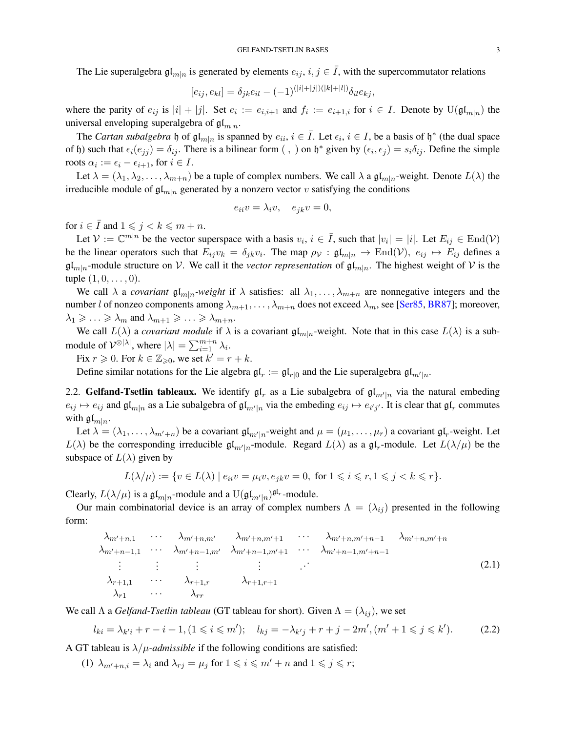The Lie superalgebra $\mathfrak{gl}_{m|n}$ is generated by elements $e_{ij}$, $i, j \in \bar{I}$, with the supercommutator relations

$$[e_{ij}, e_{kl}] = \delta_{jk} e_{il} - (-1)^{(|i|+|j|)(|k|+|l|)} \delta_{il} e_{kj},$$

where the parity of $e_{ij}$ is $|i| + |j|$. Set $e_i := e_{i,i+1}$ and $f_i := e_{i+1,i}$ for $i \in I$. Denote by $\mathrm{U}(\mathfrak{gl}_{m|n})$ the universal enveloping superalgebra of $\mathfrak{gl}_{m|n}$.

The *Cartan subalgebra* $\mathfrak{h}$ of $\mathfrak{gl}_{m|n}$ is spanned by $e_{ii}$, $i \in \bar{I}$. Let $\epsilon_i$, $i \in I$, be a basis of $\mathfrak{h}^*$ (the dual space of $\mathfrak{h}$) such that $\epsilon_i(e_{jj}) = \delta_{ij}$. There is a bilinear form $(\ ,\ )$ on $\mathfrak{h}^*$ given by $(\epsilon_i, \epsilon_j) = s_i \delta_{ij}$. Define the simple roots $\alpha_i := \epsilon_i - \epsilon_{i+1}$, for $i \in I$.

Let $\lambda = (\lambda_1, \lambda_2, \ldots, \lambda_{m+n})$ be a tuple of complex numbers. We call $\lambda$ a $\mathfrak{gl}_{m|n}$-weight. Denote $L(\lambda)$ the irreducible module of $\mathfrak{gl}_{m|n}$ generated by a nonzero vector $v$ satisfying the conditions

$$e_{ii} v = \lambda_i v, \quad e_{jk} v = 0,$$

for $i \in \bar{I}$ and $1 \leqslant j < k \leqslant m + n$.

Let $\mathcal{V} := \mathbb{C}^{m|n}$ be the vector superspace with a basis $v_i$, $i \in \bar{I}$, such that $|v_i| = |i|$. Let $E_{ij} \in \mathrm{End}(\mathcal{V})$ be the linear operators such that $E_{ij} v_k = \delta_{jk} v_i$. The map $\rho_{\mathcal{V}} : \mathfrak{gl}_{m|n} \to \mathrm{End}(\mathcal{V})$, $e_{ij} \mapsto E_{ij}$ defines a $\mathfrak{gl}_{m|n}$-module structure on $\mathcal{V}$. We call it the *vector representation* of $\mathfrak{gl}_{m|n}$. The highest weight of $\mathcal{V}$ is the tuple $(1, 0, \ldots, 0)$.

We call $\lambda$ a *covariant* $\mathfrak{gl}_{m|n}$*-weight* if $\lambda$ satisfies: all $\lambda_1, \ldots, \lambda_{m+n}$ are nonnegative integers and the number $l$ of nonzeo components among $\lambda_{m+1}, \ldots, \lambda_{m+n}$ does not exceed $\lambda_m$, see [Ser85, BR87]; moreover, $\lambda_1 \geqslant \ldots \geqslant \lambda_m$ and $\lambda_{m+1} \geqslant \ldots \geqslant \lambda_{m+n}$.

We call $L(\lambda)$ a *covariant module* if $\lambda$ is a covariant $\mathfrak{gl}_{m|n}$-weight. Note that in this case $L(\lambda)$ is a submodule of $\mathcal{V}^{\otimes |\lambda|}$, where $|\lambda| = \sum_{i=1}^{m+n} \lambda_i$.

Fix $r \geqslant 0$. For $k \in \mathbb{Z}_{\geqslant 0}$, we set $k' = r + k$.

Define similar notations for the Lie algebra $\mathfrak{gl}_r := \mathfrak{gl}_{r|0}$ and the Lie superalgebra $\mathfrak{gl}_{m'|n}$.

## 2.2. Gelfand-Tsetlin tableaux.

We identify $\mathfrak{gl}_r$ as a Lie subalgebra of $\mathfrak{gl}_{m'|n}$ via the natural embeding $e_{ij} \mapsto e_{ij}$ and $\mathfrak{gl}_{m|n}$ as a Lie subalgebra of $\mathfrak{gl}_{m'|n}$ via the embeding $e_{ij} \mapsto e_{i'j'}$. It is clear that $\mathfrak{gl}_r$ commutes with $\mathfrak{gl}_{m|n}$.

Let $\lambda = (\lambda_1, \ldots, \lambda_{m'+n})$ be a covariant $\mathfrak{gl}_{m'|n}$-weight and $\mu = (\mu_1, \ldots, \mu_r)$ a covariant $\mathfrak{gl}_r$-weight. Let $L(\lambda)$ be the corresponding irreducible $\mathfrak{gl}_{m'|n}$-module. Regard $L(\lambda)$ as a $\mathfrak{gl}_r$-module. Let $L(\lambda/\mu)$ be the subspace of $L(\lambda)$ given by

$$L(\lambda/\mu) := \{v \in L(\lambda) \mid e_{ii} v = \mu_i v, e_{jk} v = 0, \text{ for } 1 \leqslant i \leqslant r, 1 \leqslant j < k \leqslant r\}.$$

Clearly, $L(\lambda/\mu)$ is a $\mathfrak{gl}_{m|n}$-module and a $\mathrm{U}(\mathfrak{gl}_{m'|n})^{\mathfrak{gl}_r}$-module.

Our main combinatorial device is an array of complex numbers $\Lambda = (\lambda_{ij})$ presented in the following form:

$$\begin{array}{ccccccc}
\lambda_{m'+n,1} & \cdots & \lambda_{m'+n,m'} & \lambda_{m'+n,m'+1} & \cdots & \lambda_{m'+n,m'+n-1} & \lambda_{m'+n,m'+n} \\
\lambda_{m'+n-1,1} & \cdots & \lambda_{m'+n-1,m'} & \lambda_{m'+n-1,m'+1} & \cdots & \lambda_{m'+n-1,m'+n-1} & \\
\vdots & \vdots & \vdots & \vdots & \iddots & & \\
\lambda_{r+1,1} & \cdots & \lambda_{r+1,r} & \lambda_{r+1,r+1} & & & \\
\lambda_{r1} & \cdots & \lambda_{rr} & & & &
\end{array} \tag{2.1}$$

We call $\Lambda$ a *Gelfand-Tsetlin tableau* (GT tableau for short). Given $\Lambda = (\lambda_{ij})$, we set

$$l_{ki} = \lambda_{k'i} + r - i + 1, (1 \leqslant i \leqslant m'); \quad l_{kj} = -\lambda_{k'j} + r + j - 2m', (m' + 1 \leqslant j \leqslant k'). \tag{2.2}$$

A GT tableau is $\lambda/\mu$*-admissible* if the following conditions are satisfied:

(1) $\lambda_{m'+n,i} = \lambda_i$ and $\lambda_{rj} = \mu_j$ for $1 \leqslant i \leqslant m' + n$ and $1 \leqslant j \leqslant r$;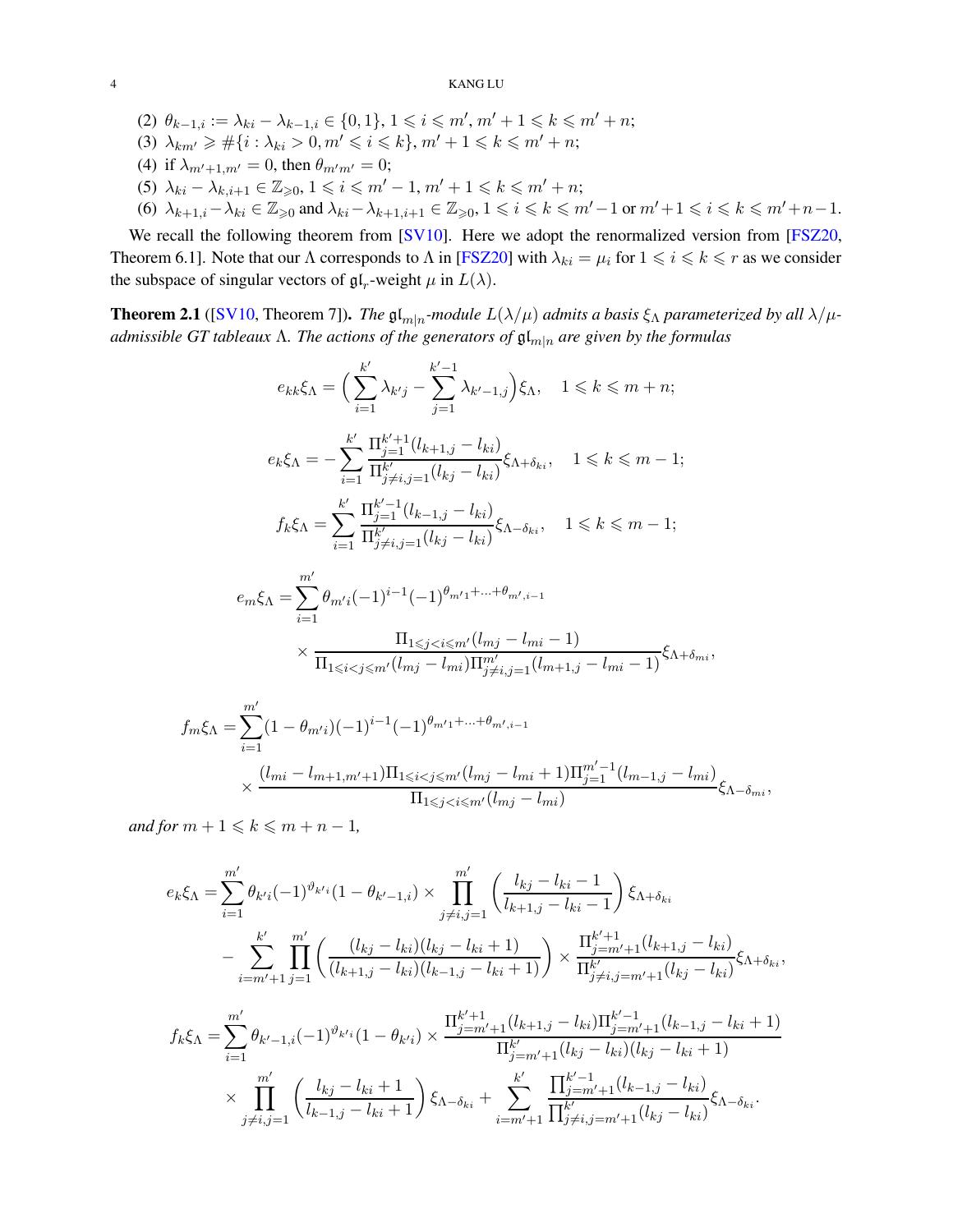(2) $\theta_{k-1,i} := \lambda_{ki} - \lambda_{k-1,i} \in \{0,1\}$, $1 \leqslant i \leqslant m'$, $m'+1 \leqslant k \leqslant m'+n$;

(3) $\lambda_{km'} \geqslant \#\{i : \lambda_{ki} > 0, m' \leqslant i \leqslant k\}$, $m'+1 \leqslant k \leqslant m'+n$;

(4) if $\lambda_{m'+1,m'} = 0$, then $\theta_{m'm'} = 0$;

(5) $\lambda_{ki} - \lambda_{k,i+1} \in \mathbb{Z}_{\geqslant 0}$, $1 \leqslant i \leqslant m'-1$, $m'+1 \leqslant k \leqslant m'+n$;

(6) $\lambda_{k+1,i} - \lambda_{ki} \in \mathbb{Z}_{\geqslant 0}$ and $\lambda_{ki} - \lambda_{k+1,i+1} \in \mathbb{Z}_{\geqslant 0}$, $1 \leqslant i \leqslant k \leqslant m'-1$ or $m'+1 \leqslant i \leqslant k \leqslant m'+n-1$.

We recall the following theorem from [SV10]. Here we adopt the renormalized version from [FSZ20, Theorem 6.1]. Note that our $\Lambda$ corresponds to $\Lambda$ in [FSZ20] with $\lambda_{ki} = \mu_i$ for $1 \leqslant i \leqslant k \leqslant r$ as we consider the subspace of singular vectors of $\mathfrak{gl}_r$-weight $\mu$ in $L(\lambda)$.

**Theorem 2.1** ([SV10, Theorem 7]). *The $\mathfrak{gl}_{m|n}$-module $L(\lambda/\mu)$ admits a basis $\xi_\Lambda$ parameterized by all $\lambda/\mu$-admissible GT tableaux $\Lambda$. The actions of the generators of $\mathfrak{gl}_{m|n}$ are given by the formulas*

$$e_{kk}\xi_\Lambda = \Big(\sum_{i=1}^{k'} \lambda_{k'j} - \sum_{j=1}^{k'-1} \lambda_{k'-1,j}\Big)\xi_\Lambda, \quad 1 \leqslant k \leqslant m+n;$$

$$e_k\xi_\Lambda = -\sum_{i=1}^{k'} \frac{\Pi_{j=1}^{k'+1}(l_{k+1,j} - l_{ki})}{\Pi_{j\neq i,j=1}^{k'}(l_{kj} - l_{ki})}\xi_{\Lambda+\delta_{ki}}, \quad 1 \leqslant k \leqslant m-1;$$

$$f_k\xi_\Lambda = \sum_{i=1}^{k'} \frac{\Pi_{j=1}^{k'-1}(l_{k-1,j} - l_{ki})}{\Pi_{j\neq i,j=1}^{k'}(l_{kj} - l_{ki})}\xi_{\Lambda-\delta_{ki}}, \quad 1 \leqslant k \leqslant m-1;$$

$$\begin{aligned} e_m\xi_\Lambda = &\sum_{i=1}^{m'} \theta_{m'i}(-1)^{i-1}(-1)^{\theta_{m'1}+\ldots+\theta_{m',i-1}} \\ &\times \frac{\Pi_{1\leqslant j<i\leqslant m'}(l_{mj} - l_{mi} - 1)}{\Pi_{1\leqslant i<j\leqslant m'}(l_{mj} - l_{mi})\Pi_{j\neq i,j=1}^{m'}(l_{m+1,j} - l_{mi} - 1)}\xi_{\Lambda+\delta_{mi}}, \end{aligned}$$

$$\begin{aligned} f_m\xi_\Lambda = &\sum_{i=1}^{m'}(1-\theta_{m'i})(-1)^{i-1}(-1)^{\theta_{m'1}+\ldots+\theta_{m',i-1}} \\ &\times \frac{(l_{mi} - l_{m+1,m'+1})\Pi_{1\leqslant i<j\leqslant m'}(l_{mj} - l_{mi} + 1)\Pi_{j=1}^{m'-1}(l_{m-1,j} - l_{mi})}{\Pi_{1\leqslant j<i\leqslant m'}(l_{mj} - l_{mi})}\xi_{\Lambda-\delta_{mi}}, \end{aligned}$$

*and for $m+1 \leqslant k \leqslant m+n-1$,*

$$\begin{aligned} e_k\xi_\Lambda = &\sum_{i=1}^{m'} \theta_{k'i}(-1)^{\vartheta_{k'i}}(1-\theta_{k'-1,i}) \times \prod_{j\neq i,j=1}^{m'}\left(\frac{l_{kj} - l_{ki} - 1}{l_{k+1,j} - l_{ki} - 1}\right)\xi_{\Lambda+\delta_{ki}} \\ &- \sum_{i=m'+1}^{k'}\prod_{j=1}^{m'}\left(\frac{(l_{kj} - l_{ki})(l_{kj} - l_{ki} + 1)}{(l_{k+1,j} - l_{ki})(l_{k-1,j} - l_{ki} + 1)}\right) \times \frac{\Pi_{j=m'+1}^{k'+1}(l_{k+1,j} - l_{ki})}{\Pi_{j\neq i,j=m'+1}^{k'}(l_{kj} - l_{ki})}\xi_{\Lambda+\delta_{ki}}, \end{aligned}$$

$$\begin{aligned} f_k\xi_\Lambda = &\sum_{i=1}^{m'} \theta_{k'-1,i}(-1)^{\vartheta_{k'i}}(1-\theta_{k'i}) \times \frac{\Pi_{j=m'+1}^{k'+1}(l_{k+1,j} - l_{ki})\Pi_{j=m'+1}^{k'-1}(l_{k-1,j} - l_{ki} + 1)}{\Pi_{j=m'+1}^{k'}(l_{kj} - l_{ki})(l_{kj} - l_{ki} + 1)} \\ &\times \prod_{j\neq i,j=1}^{m'}\left(\frac{l_{kj} - l_{ki} + 1}{l_{k-1,j} - l_{ki} + 1}\right)\xi_{\Lambda-\delta_{ki}} + \sum_{i=m'+1}^{k'}\frac{\prod_{j=m'+1}^{k'-1}(l_{k-1,j} - l_{ki})}{\prod_{j\neq i,j=m'+1}^{k'}(l_{kj} - l_{ki})}\xi_{\Lambda-\delta_{ki}}. \end{aligned}$$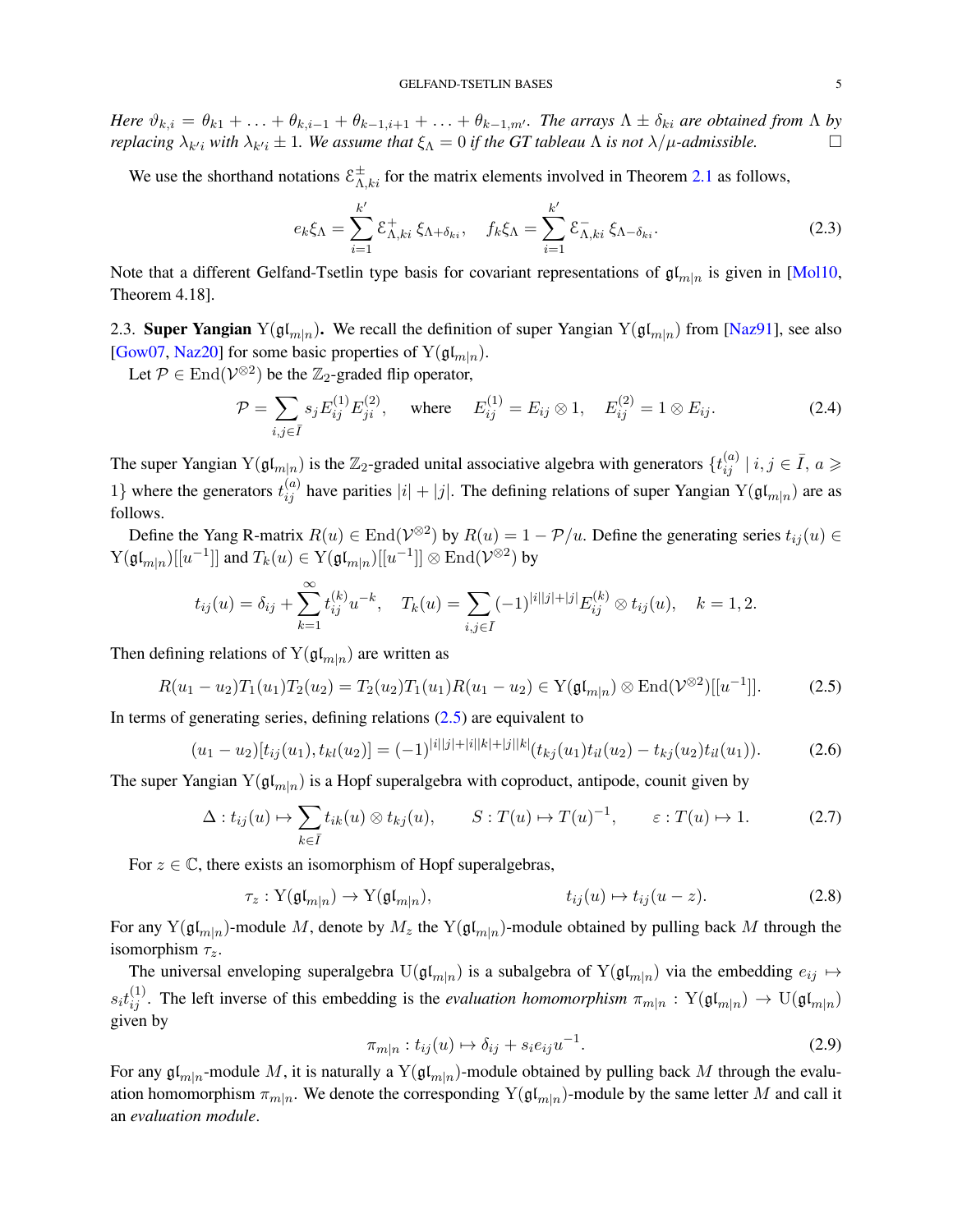*Here $\vartheta_{k,i} = \theta_{k1} + \ldots + \theta_{k,i-1} + \theta_{k-1,i+1} + \ldots + \theta_{k-1,m'}$. The arrays $\Lambda \pm \delta_{ki}$ are obtained from $\Lambda$ by replacing $\lambda_{k'i}$ with $\lambda_{k'i} \pm 1$. We assume that $\xi_\Lambda = 0$ if the GT tableau $\Lambda$ is not $\lambda/\mu$-admissible.* $\square$

We use the shorthand notations $\mathcal{E}^{\pm}_{\Lambda,ki}$ for the matrix elements involved in Theorem 2.1 as follows,

$$e_k \xi_\Lambda = \sum_{i=1}^{k'} \mathcal{E}^{+}_{\Lambda,ki}\, \xi_{\Lambda+\delta_{ki}}, \quad f_k \xi_\Lambda = \sum_{i=1}^{k'} \mathcal{E}^{-}_{\Lambda,ki}\, \xi_{\Lambda-\delta_{ki}}. \tag{2.3}$$

Note that a different Gelfand-Tsetlin type basis for covariant representations of $\mathfrak{gl}_{m|n}$ is given in [Mol10, Theorem 4.18].

2.3. **Super Yangian** $\mathrm{Y}(\mathfrak{gl}_{m|n})$**.** We recall the definition of super Yangian $\mathrm{Y}(\mathfrak{gl}_{m|n})$ from [Naz91], see also [Gow07, Naz20] for some basic properties of $\mathrm{Y}(\mathfrak{gl}_{m|n})$.

Let $\mathcal{P} \in \mathrm{End}(\mathcal{V}^{\otimes 2})$ be the $\mathbb{Z}_2$-graded flip operator,

$$\mathcal{P} = \sum_{i,j \in \bar{I}} s_j E^{(1)}_{ij} E^{(2)}_{ji}, \quad \text{where} \quad E^{(1)}_{ij} = E_{ij} \otimes 1, \quad E^{(2)}_{ij} = 1 \otimes E_{ij}. \tag{2.4}$$

The super Yangian $\mathrm{Y}(\mathfrak{gl}_{m|n})$ is the $\mathbb{Z}_2$-graded unital associative algebra with generators $\{t^{(a)}_{ij} \mid i,j \in \bar{I},\, a \geqslant 1\}$ where the generators $t^{(a)}_{ij}$ have parities $|i| + |j|$. The defining relations of super Yangian $\mathrm{Y}(\mathfrak{gl}_{m|n})$ are as follows.

Define the Yang R-matrix $R(u) \in \mathrm{End}(\mathcal{V}^{\otimes 2})$ by $R(u) = 1 - \mathcal{P}/u$. Define the generating series $t_{ij}(u) \in \mathrm{Y}(\mathfrak{gl}_{m|n})[[u^{-1}]]$ and $T_k(u) \in \mathrm{Y}(\mathfrak{gl}_{m|n})[[u^{-1}]] \otimes \mathrm{End}(\mathcal{V}^{\otimes 2})$ by

$$t_{ij}(u) = \delta_{ij} + \sum_{k=1}^{\infty} t^{(k)}_{ij} u^{-k}, \quad T_k(u) = \sum_{i,j \in I} (-1)^{|i||j|+|j|} E^{(k)}_{ij} \otimes t_{ij}(u), \quad k = 1, 2.$$

Then defining relations of $\mathrm{Y}(\mathfrak{gl}_{m|n})$ are written as

$$R(u_1 - u_2) T_1(u_1) T_2(u_2) = T_2(u_2) T_1(u_1) R(u_1 - u_2) \in \mathrm{Y}(\mathfrak{gl}_{m|n}) \otimes \mathrm{End}(\mathcal{V}^{\otimes 2})[[u^{-1}]]. \tag{2.5}$$

In terms of generating series, defining relations (2.5) are equivalent to

$$(u_1 - u_2)[t_{ij}(u_1), t_{kl}(u_2)] = (-1)^{|i||j|+|i||k|+|j||k|} (t_{kj}(u_1) t_{il}(u_2) - t_{kj}(u_2) t_{il}(u_1)). \tag{2.6}$$

The super Yangian $\mathrm{Y}(\mathfrak{gl}_{m|n})$ is a Hopf superalgebra with coproduct, antipode, counit given by

$$\Delta : t_{ij}(u) \mapsto \sum_{k \in \bar{I}} t_{ik}(u) \otimes t_{kj}(u), \qquad S : T(u) \mapsto T(u)^{-1}, \qquad \varepsilon : T(u) \mapsto 1. \tag{2.7}$$

For $z \in \mathbb{C}$, there exists an isomorphism of Hopf superalgebras,

$$\tau_z : \mathrm{Y}(\mathfrak{gl}_{m|n}) \to \mathrm{Y}(\mathfrak{gl}_{m|n}), \qquad\qquad t_{ij}(u) \mapsto t_{ij}(u - z). \tag{2.8}$$

For any $\mathrm{Y}(\mathfrak{gl}_{m|n})$-module $M$, denote by $M_z$ the $\mathrm{Y}(\mathfrak{gl}_{m|n})$-module obtained by pulling back $M$ through the isomorphism $\tau_z$.

The universal enveloping superalgebra $\mathrm{U}(\mathfrak{gl}_{m|n})$ is a subalgebra of $\mathrm{Y}(\mathfrak{gl}_{m|n})$ via the embedding $e_{ij} \mapsto s_i t^{(1)}_{ij}$. The left inverse of this embedding is the *evaluation homomorphism* $\pi_{m|n} : \mathrm{Y}(\mathfrak{gl}_{m|n}) \to \mathrm{U}(\mathfrak{gl}_{m|n})$ given by

$$\pi_{m|n} : t_{ij}(u) \mapsto \delta_{ij} + s_i e_{ij} u^{-1}. \tag{2.9}$$

For any $\mathfrak{gl}_{m|n}$-module $M$, it is naturally a $\mathrm{Y}(\mathfrak{gl}_{m|n})$-module obtained by pulling back $M$ through the evaluation homomorphism $\pi_{m|n}$. We denote the corresponding $\mathrm{Y}(\mathfrak{gl}_{m|n})$-module by the same letter $M$ and call it an *evaluation module*.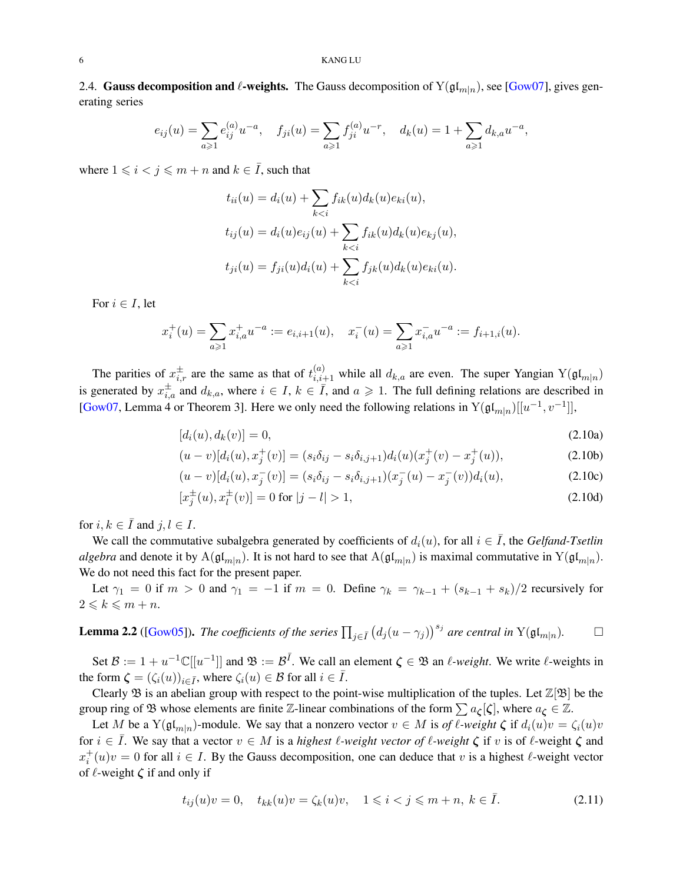### 2.4. Gauss decomposition and $\ell$-weights.

The Gauss decomposition of $\mathrm{Y}(\mathfrak{gl}_{m|n})$, see [Gow07], gives generating series

$$e_{ij}(u) = \sum_{a\geqslant 1} e_{ij}^{(a)} u^{-a}, \quad f_{ji}(u) = \sum_{a\geqslant 1} f_{ji}^{(a)} u^{-r}, \quad d_k(u) = 1 + \sum_{a\geqslant 1} d_{k,a} u^{-a},$$

where $1 \leqslant i < j \leqslant m+n$ and $k \in \bar{I}$, such that

$$t_{ii}(u) = d_i(u) + \sum_{k<i} f_{ik}(u) d_k(u) e_{ki}(u),$$

$$t_{ij}(u) = d_i(u) e_{ij}(u) + \sum_{k<i} f_{ik}(u) d_k(u) e_{kj}(u),$$

$$t_{ji}(u) = f_{ji}(u) d_i(u) + \sum_{k<i} f_{jk}(u) d_k(u) e_{ki}(u).$$

For $i \in I$, let

$$x_i^+(u) = \sum_{a\geqslant 1} x_{i,a}^+ u^{-a} := e_{i,i+1}(u), \quad x_i^-(u) = \sum_{a\geqslant 1} x_{i,a}^- u^{-a} := f_{i+1,i}(u).$$

The parities of $x_{i,r}^{\pm}$ are the same as that of $t_{i,i+1}^{(a)}$ while all $d_{k,a}$ are even. The super Yangian $\mathrm{Y}(\mathfrak{gl}_{m|n})$ is generated by $x_{i,a}^{\pm}$ and $d_{k,a}$, where $i \in I$, $k \in \bar{I}$, and $a \geqslant 1$. The full defining relations are described in [Gow07, Lemma 4 or Theorem 3]. Here we only need the following relations in $\mathrm{Y}(\mathfrak{gl}_{m|n})[[u^{-1}, v^{-1}]]$,

$$[d_i(u), d_k(v)] = 0, \tag{2.10a}$$

$$(u-v)[d_i(u), x_j^+(v)] = (s_i\delta_{ij} - s_i\delta_{i,j+1}) d_i(u)(x_j^+(v) - x_j^+(u)), \tag{2.10b}$$

$$(u-v)[d_i(u), x_j^-(v)] = (s_i\delta_{ij} - s_i\delta_{i,j+1})(x_j^-(u) - x_j^-(v)) d_i(u), \tag{2.10c}$$

$$[x_j^{\pm}(u), x_l^{\pm}(v)] = 0 \text{ for } |j-l| > 1, \tag{2.10d}$$

for $i, k \in \bar{I}$ and $j, l \in I$.

We call the commutative subalgebra generated by coefficients of $d_i(u)$, for all $i \in \bar{I}$, the *Gelfand-Tsetlin algebra* and denote it by $\mathrm{A}(\mathfrak{gl}_{m|n})$. It is not hard to see that $\mathrm{A}(\mathfrak{gl}_{m|n})$ is maximal commutative in $\mathrm{Y}(\mathfrak{gl}_{m|n})$. We do not need this fact for the present paper.

Let $\gamma_1 = 0$ if $m > 0$ and $\gamma_1 = -1$ if $m = 0$. Define $\gamma_k = \gamma_{k-1} + (s_{k-1} + s_k)/2$ recursively for $2 \leqslant k \leqslant m+n$.

**Lemma 2.2** ([Gow05]). *The coefficients of the series $\prod_{j\in\bar{I}} \big(d_j(u-\gamma_j)\big)^{s_j}$ are central in $\mathrm{Y}(\mathfrak{gl}_{m|n})$.* □

Set $\mathcal{B} := 1 + u^{-1}\mathbb{C}[[u^{-1}]]$ and $\mathfrak{B} := \mathcal{B}^{\bar{I}}$. We call an element $\boldsymbol{\zeta} \in \mathfrak{B}$ an *$\ell$-weight*. We write $\ell$-weights in the form $\boldsymbol{\zeta} = (\zeta_i(u))_{i\in\bar{I}}$, where $\zeta_i(u) \in \mathcal{B}$ for all $i \in \bar{I}$.

Clearly $\mathfrak{B}$ is an abelian group with respect to the point-wise multiplication of the tuples. Let $\mathbb{Z}[\mathfrak{B}]$ be the group ring of $\mathfrak{B}$ whose elements are finite $\mathbb{Z}$-linear combinations of the form $\sum a_{\boldsymbol{\zeta}}[\boldsymbol{\zeta}]$, where $a_{\boldsymbol{\zeta}} \in \mathbb{Z}$.

Let $M$ be a $\mathrm{Y}(\mathfrak{gl}_{m|n})$-module. We say that a nonzero vector $v \in M$ is *of $\ell$-weight $\boldsymbol{\zeta}$* if $d_i(u)v = \zeta_i(u)v$ for $i \in \bar{I}$. We say that a vector $v \in M$ is a *highest $\ell$-weight vector of $\ell$-weight $\boldsymbol{\zeta}$* if $v$ is of $\ell$-weight $\boldsymbol{\zeta}$ and $x_i^+(u)v = 0$ for all $i \in I$. By the Gauss decomposition, one can deduce that $v$ is a highest $\ell$-weight vector of $\ell$-weight $\boldsymbol{\zeta}$ if and only if

$$t_{ij}(u)v = 0, \quad t_{kk}(u)v = \zeta_k(u)v, \quad 1 \leqslant i < j \leqslant m+n, \ k \in \bar{I}. \tag{2.11}$$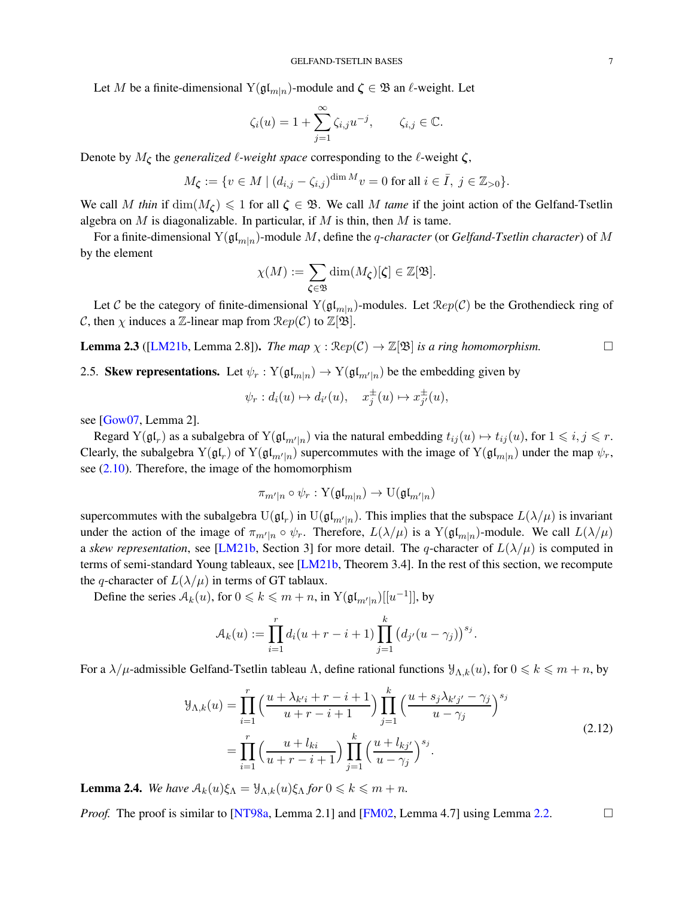Let $M$ be a finite-dimensional $\mathrm{Y}(\mathfrak{gl}_{m|n})$-module and $\boldsymbol{\zeta} \in \mathfrak{B}$ an $\ell$-weight. Let

$$\zeta_i(u) = 1 + \sum_{j=1}^{\infty} \zeta_{i,j} u^{-j}, \qquad \zeta_{i,j} \in \mathbb{C}.$$

Denote by $M_{\boldsymbol{\zeta}}$ the *generalized $\ell$-weight space* corresponding to the $\ell$-weight $\boldsymbol{\zeta}$,

$$M_{\boldsymbol{\zeta}} := \{v \in M \mid (d_{i,j} - \zeta_{i,j})^{\dim M} v = 0 \text{ for all } i \in \bar{I},\ j \in \mathbb{Z}_{>0}\}.$$

We call $M$ *thin* if $\dim(M_{\boldsymbol{\zeta}}) \leqslant 1$ for all $\boldsymbol{\zeta} \in \mathfrak{B}$. We call $M$ *tame* if the joint action of the Gelfand-Tsetlin algebra on $M$ is diagonalizable. In particular, if $M$ is thin, then $M$ is tame.

For a finite-dimensional $\mathrm{Y}(\mathfrak{gl}_{m|n})$-module $M$, define the *$q$-character* (or *Gelfand-Tsetlin character*) of $M$ by the element

$$\chi(M) := \sum_{\boldsymbol{\zeta} \in \mathfrak{B}} \dim(M_{\boldsymbol{\zeta}})[\boldsymbol{\zeta}] \in \mathbb{Z}[\mathfrak{B}].$$

Let $\mathcal{C}$ be the category of finite-dimensional $\mathrm{Y}(\mathfrak{gl}_{m|n})$-modules. Let $\mathcal{Rep}(\mathcal{C})$ be the Grothendieck ring of $\mathcal{C}$, then $\chi$ induces a $\mathbb{Z}$-linear map from $\mathcal{Rep}(\mathcal{C})$ to $\mathbb{Z}[\mathfrak{B}]$.

**Lemma 2.3** ([LM21b, Lemma 2.8]). *The map $\chi : \mathcal{Rep}(\mathcal{C}) \to \mathbb{Z}[\mathfrak{B}]$ is a ring homomorphism.* □

2.5. **Skew representations.** Let $\psi_r : \mathrm{Y}(\mathfrak{gl}_{m|n}) \to \mathrm{Y}(\mathfrak{gl}_{m'|n})$ be the embedding given by

$$\psi_r : d_i(u) \mapsto d_{i'}(u), \quad x_j^{\pm}(u) \mapsto x_{j'}^{\pm}(u),$$

see [Gow07, Lemma 2].

Regard $\mathrm{Y}(\mathfrak{gl}_r)$ as a subalgebra of $\mathrm{Y}(\mathfrak{gl}_{m'|n})$ via the natural embedding $t_{ij}(u) \mapsto t_{ij}(u)$, for $1 \leqslant i, j \leqslant r$. Clearly, the subalgebra $\mathrm{Y}(\mathfrak{gl}_r)$ of $\mathrm{Y}(\mathfrak{gl}_{m'|n})$ supercommutes with the image of $\mathrm{Y}(\mathfrak{gl}_{m|n})$ under the map $\psi_r$, see (2.10). Therefore, the image of the homomorphism

$$\pi_{m'|n} \circ \psi_r : \mathrm{Y}(\mathfrak{gl}_{m|n}) \to \mathrm{U}(\mathfrak{gl}_{m'|n})$$

supercommutes with the subalgebra $\mathrm{U}(\mathfrak{gl}_r)$ in $\mathrm{U}(\mathfrak{gl}_{m'|n})$. This implies that the subspace $L(\lambda/\mu)$ is invariant under the action of the image of $\pi_{m'|n} \circ \psi_r$. Therefore, $L(\lambda/\mu)$ is a $\mathrm{Y}(\mathfrak{gl}_{m|n})$-module. We call $L(\lambda/\mu)$ a *skew representation*, see [LM21b, Section 3] for more detail. The $q$-character of $L(\lambda/\mu)$ is computed in terms of semi-standard Young tableaux, see [LM21b, Theorem 3.4]. In the rest of this section, we recompute the $q$-character of $L(\lambda/\mu)$ in terms of GT tablaux.

Define the series $\mathcal{A}_k(u)$, for $0 \leqslant k \leqslant m+n$, in $\mathrm{Y}(\mathfrak{gl}_{m'|n})[[u^{-1}]]$, by

$$\mathcal{A}_k(u) := \prod_{i=1}^{r} d_i(u + r - i + 1) \prod_{j=1}^{k} \big(d_{j'}(u - \gamma_j)\big)^{s_j}.$$

For a $\lambda/\mu$-admissible Gelfand-Tsetlin tableau $\Lambda$, define rational functions $\mathcal{Y}_{\Lambda,k}(u)$, for $0 \leqslant k \leqslant m+n$, by

$$\begin{aligned}
\mathcal{Y}_{\Lambda,k}(u) &= \prod_{i=1}^{r} \Big(\frac{u + \lambda_{k'i} + r - i + 1}{u + r - i + 1}\Big) \prod_{j=1}^{k} \Big(\frac{u + s_j \lambda_{k'j'} - \gamma_j}{u - \gamma_j}\Big)^{s_j} \\
&= \prod_{i=1}^{r} \Big(\frac{u + l_{ki}}{u + r - i + 1}\Big) \prod_{j=1}^{k} \Big(\frac{u + l_{kj'}}{u - \gamma_j}\Big)^{s_j}.
\end{aligned} \tag{2.12}$$

**Lemma 2.4.** *We have $\mathcal{A}_k(u)\xi_\Lambda = \mathcal{Y}_{\Lambda,k}(u)\xi_\Lambda$ for $0 \leqslant k \leqslant m+n$.*

*Proof.* The proof is similar to [NT98a, Lemma 2.1] and [FM02, Lemma 4.7] using Lemma 2.2. □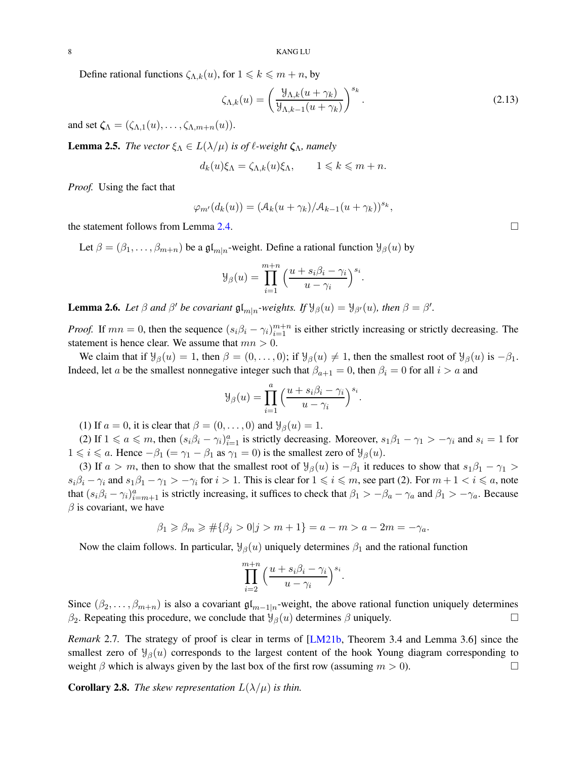Define rational functions $\zeta_{\Lambda,k}(u)$, for $1 \leqslant k \leqslant m+n$, by

$$\zeta_{\Lambda,k}(u) = \left( \frac{\mathcal{Y}_{\Lambda,k}(u+\gamma_k)}{\mathcal{Y}_{\Lambda,k-1}(u+\gamma_k)} \right)^{s_k}. \tag{2.13}$$

and set $\boldsymbol{\zeta}_\Lambda = (\zeta_{\Lambda,1}(u), \ldots, \zeta_{\Lambda,m+n}(u))$.

**Lemma 2.5.** *The vector $\xi_\Lambda \in L(\lambda/\mu)$ is of $\ell$-weight $\boldsymbol{\zeta}_\Lambda$, namely*

$$d_k(u)\xi_\Lambda = \zeta_{\Lambda,k}(u)\xi_\Lambda, \qquad 1 \leqslant k \leqslant m+n.$$

*Proof.* Using the fact that

$$\varphi_{m'}(d_k(u)) = (\mathcal{A}_k(u+\gamma_k)/\mathcal{A}_{k-1}(u+\gamma_k))^{s_k},$$

the statement follows from Lemma 2.4. □

Let $\beta = (\beta_1, \ldots, \beta_{m+n})$ be a $\mathfrak{gl}_{m|n}$-weight. Define a rational function $\mathcal{Y}_\beta(u)$ by

$$\mathcal{Y}_\beta(u) = \prod_{i=1}^{m+n} \Big( \frac{u + s_i\beta_i - \gamma_i}{u - \gamma_i} \Big)^{s_i}.$$

**Lemma 2.6.** *Let $\beta$ and $\beta'$ be covariant $\mathfrak{gl}_{m|n}$-weights. If $\mathcal{Y}_\beta(u) = \mathcal{Y}_{\beta'}(u)$, then $\beta = \beta'$.*

*Proof.* If $mn = 0$, then the sequence $(s_i\beta_i - \gamma_i)_{i=1}^{m+n}$ is either strictly increasing or strictly decreasing. The statement is hence clear. We assume that $mn > 0$.

We claim that if $\mathcal{Y}_\beta(u) = 1$, then $\beta = (0, \ldots, 0)$; if $\mathcal{Y}_\beta(u) \neq 1$, then the smallest root of $\mathcal{Y}_\beta(u)$ is $-\beta_1$. Indeed, let $a$ be the smallest nonnegative integer such that $\beta_{a+1} = 0$, then $\beta_i = 0$ for all $i > a$ and

$$\mathcal{Y}_\beta(u) = \prod_{i=1}^{a} \Big( \frac{u + s_i\beta_i - \gamma_i}{u - \gamma_i} \Big)^{s_i}.$$

(1) If $a = 0$, it is clear that $\beta = (0, \ldots, 0)$ and $\mathcal{Y}_\beta(u) = 1$.

(2) If $1 \leqslant a \leqslant m$, then $(s_i\beta_i - \gamma_i)_{i=1}^{a}$ is strictly decreasing. Moreover, $s_1\beta_1 - \gamma_1 > -\gamma_i$ and $s_i = 1$ for $1 \leqslant i \leqslant a$. Hence $-\beta_1$ ($= \gamma_1 - \beta_1$ as $\gamma_1 = 0$) is the smallest zero of $\mathcal{Y}_\beta(u)$.

(3) If $a > m$, then to show that the smallest root of $\mathcal{Y}_\beta(u)$ is $-\beta_1$ it reduces to show that $s_1\beta_1 - \gamma_1 > s_i\beta_i - \gamma_i$ and $s_1\beta_1 - \gamma_1 > -\gamma_i$ for $i > 1$. This is clear for $1 \leqslant i \leqslant m$, see part (2). For $m+1 < i \leqslant a$, note that $(s_i\beta_i - \gamma_i)_{i=m+1}^{a}$ is strictly increasing, it suffices to check that $\beta_1 > -\beta_a - \gamma_a$ and $\beta_1 > -\gamma_a$. Because $\beta$ is covariant, we have

$$\beta_1 \geqslant \beta_m \geqslant \#\{\beta_j > 0 | j > m+1\} = a - m > a - 2m = -\gamma_a.$$

Now the claim follows. In particular, $\mathcal{Y}_\beta(u)$ uniquely determines $\beta_1$ and the rational function

$$\prod_{i=2}^{m+n} \Big( \frac{u + s_i\beta_i - \gamma_i}{u - \gamma_i} \Big)^{s_i}.$$

Since $(\beta_2, \ldots, \beta_{m+n})$ is also a covariant $\mathfrak{gl}_{m-1|n}$-weight, the above rational function uniquely determines $\beta_2$. Repeating this procedure, we conclude that $\mathcal{Y}_\beta(u)$ determines $\beta$ uniquely. □

*Remark* 2.7. The strategy of proof is clear in terms of [LM21b, Theorem 3.4 and Lemma 3.6] since the smallest zero of $\mathcal{Y}_\beta(u)$ corresponds to the largest content of the hook Young diagram corresponding to weight $\beta$ which is always given by the last box of the first row (assuming $m > 0$). □

**Corollary 2.8.** *The skew representation $L(\lambda/\mu)$ is thin.*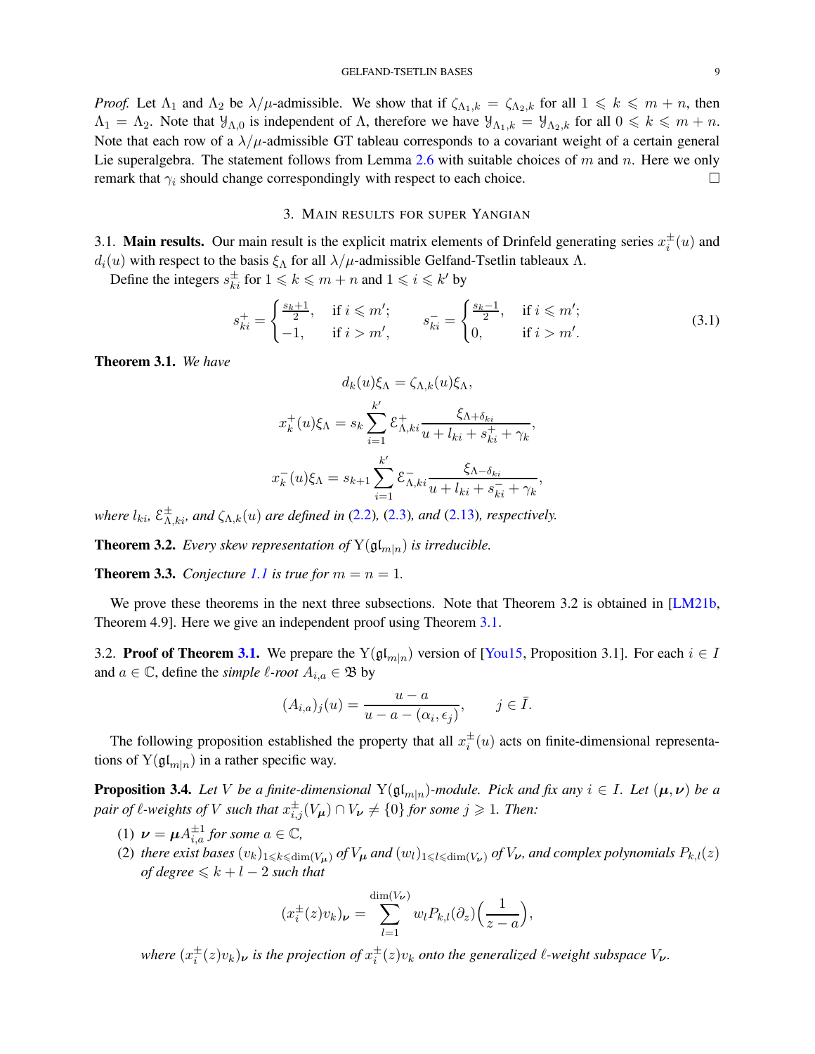*Proof.* Let $\Lambda_1$ and $\Lambda_2$ be $\lambda/\mu$-admissible. We show that if $\zeta_{\Lambda_1,k} = \zeta_{\Lambda_2,k}$ for all $1 \leqslant k \leqslant m+n$, then $\Lambda_1 = \Lambda_2$. Note that $\mathcal{Y}_{\Lambda,0}$ is independent of $\Lambda$, therefore we have $\mathcal{Y}_{\Lambda_1,k} = \mathcal{Y}_{\Lambda_2,k}$ for all $0 \leqslant k \leqslant m+n$. Note that each row of a $\lambda/\mu$-admissible GT tableau corresponds to a covariant weight of a certain general Lie superalgebra. The statement follows from Lemma 2.6 with suitable choices of $m$ and $n$. Here we only remark that $\gamma_i$ should change correspondingly with respect to each choice. $\square$

## 3. Main results for super Yangian

**3.1. Main results.** Our main result is the explicit matrix elements of Drinfeld generating series $x_i^\pm(u)$ and $d_i(u)$ with respect to the basis $\xi_\Lambda$ for all $\lambda/\mu$-admissible Gelfand-Tsetlin tableaux $\Lambda$.

Define the integers $s_{ki}^\pm$ for $1 \leqslant k \leqslant m+n$ and $1 \leqslant i \leqslant k'$ by

$$s_{ki}^+ = \begin{cases} \frac{s_k+1}{2}, & \text{if } i \leqslant m'; \\ -1, & \text{if } i > m', \end{cases} \qquad s_{ki}^- = \begin{cases} \frac{s_k-1}{2}, & \text{if } i \leqslant m'; \\ 0, & \text{if } i > m'. \end{cases} \tag{3.1}$$

**Theorem 3.1.** *We have*

$$d_k(u)\xi_\Lambda = \zeta_{\Lambda,k}(u)\xi_\Lambda,$$

$$x_k^+(u)\xi_\Lambda = s_k \sum_{i=1}^{k'} \mathcal{E}_{\Lambda,ki}^+ \frac{\xi_{\Lambda+\delta_{ki}}}{u + l_{ki} + s_{ki}^+ + \gamma_k},$$

$$x_k^-(u)\xi_\Lambda = s_{k+1} \sum_{i=1}^{k'} \mathcal{E}_{\Lambda,ki}^- \frac{\xi_{\Lambda-\delta_{ki}}}{u + l_{ki} + s_{ki}^- + \gamma_k},$$

*where $l_{ki}$, $\mathcal{E}_{\Lambda,ki}^\pm$, and $\zeta_{\Lambda,k}(u)$ are defined in (2.2), (2.3), and (2.13), respectively.*

**Theorem 3.2.** *Every skew representation of $\mathrm{Y}(\mathfrak{gl}_{m|n})$ is irreducible.*

**Theorem 3.3.** *Conjecture 1.1 is true for $m = n = 1$.*

We prove these theorems in the next three subsections. Note that Theorem 3.2 is obtained in [LM21b, Theorem 4.9]. Here we give an independent proof using Theorem 3.1.

**3.2. Proof of Theorem 3.1.** We prepare the $\mathrm{Y}(\mathfrak{gl}_{m|n})$ version of [You15, Proposition 3.1]. For each $i \in I$ and $a \in \mathbb{C}$, define the *simple $\ell$-root* $A_{i,a} \in \mathfrak{B}$ by

$$(A_{i,a})_j(u) = \frac{u-a}{u-a-(\alpha_i, \epsilon_j)}, \qquad j \in \bar{I}.$$

The following proposition established the property that all $x_i^\pm(u)$ acts on finite-dimensional representations of $\mathrm{Y}(\mathfrak{gl}_{m|n})$ in a rather specific way.

**Proposition 3.4.** *Let $V$ be a finite-dimensional $\mathrm{Y}(\mathfrak{gl}_{m|n})$-module. Pick and fix any $i \in I$. Let $(\boldsymbol{\mu}, \boldsymbol{\nu})$ be a pair of $\ell$-weights of $V$ such that $x_{i,j}^\pm(V_{\boldsymbol{\mu}}) \cap V_{\boldsymbol{\nu}} \neq \{0\}$ for some $j \geqslant 1$. Then:*

1. *$\boldsymbol{\nu} = \boldsymbol{\mu} A_{i,a}^{\pm 1}$ for some $a \in \mathbb{C}$,*
2. *there exist bases $(v_k)_{1 \leqslant k \leqslant \dim(V_{\boldsymbol{\mu}})}$ of $V_{\boldsymbol{\mu}}$ and $(w_l)_{1 \leqslant l \leqslant \dim(V_{\boldsymbol{\nu}})}$ of $V_{\boldsymbol{\nu}}$, and complex polynomials $P_{k,l}(z)$ of degree $\leqslant k + l - 2$ such that*

$$(x_i^\pm(z)v_k)_{\boldsymbol{\nu}} = \sum_{l=1}^{\dim(V_{\boldsymbol{\nu}})} w_l P_{k,l}(\partial_z)\Big(\frac{1}{z-a}\Big),$$

*where $(x_i^\pm(z)v_k)_{\boldsymbol{\nu}}$ is the projection of $x_i^\pm(z)v_k$ onto the generalized $\ell$-weight subspace $V_{\boldsymbol{\nu}}$.*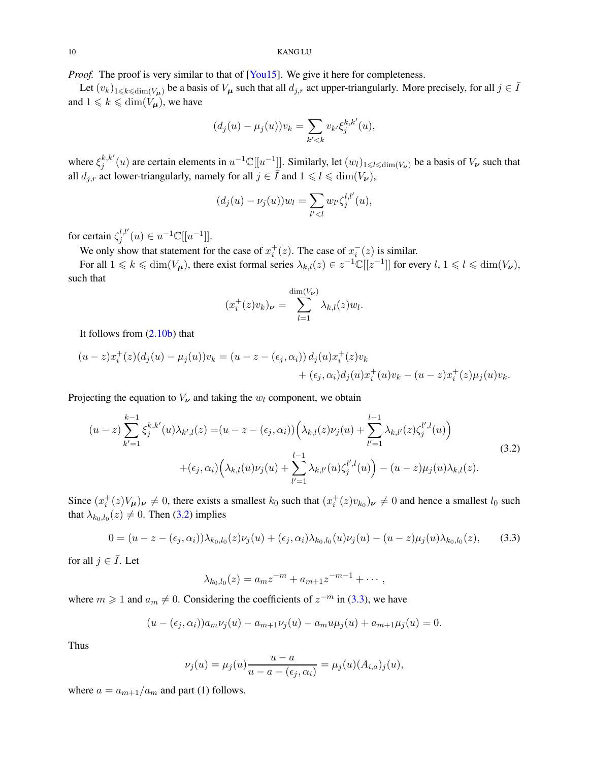*Proof.* The proof is very similar to that of [You15]. We give it here for completeness.

Let $(v_k)_{1\leqslant k\leqslant \dim(V_{\boldsymbol\mu})}$ be a basis of $V_{\boldsymbol\mu}$ such that all $d_{j,r}$ act upper-triangularly. More precisely, for all $j\in \bar I$ and $1\leqslant k\leqslant \dim(V_{\boldsymbol\mu})$, we have

$$(d_j(u)-\mu_j(u))v_k=\sum_{k'<k} v_{k'}\xi_j^{k,k'}(u),$$

where $\xi_j^{k,k'}(u)$ are certain elements in $u^{-1}\mathbb{C}[[u^{-1}]]$. Similarly, let $(w_l)_{1\leqslant l\leqslant \dim(V_{\boldsymbol\nu})}$ be a basis of $V_{\boldsymbol\nu}$ such that all $d_{j,r}$ act lower-triangularly, namely for all $j\in\bar I$ and $1\leqslant l\leqslant \dim(V_{\boldsymbol\nu})$,

$$(d_j(u)-\nu_j(u))w_l=\sum_{l'<l} w_{l'}\zeta_j^{l,l'}(u),$$

for certain $\zeta_j^{l,l'}(u)\in u^{-1}\mathbb{C}[[u^{-1}]]$.

We only show that statement for the case of $x_i^+(z)$. The case of $x_i^-(z)$ is similar.

For all $1\leqslant k\leqslant \dim(V_{\boldsymbol\mu})$, there exist formal series $\lambda_{k,l}(z)\in z^{-1}\mathbb{C}[[z^{-1}]]$ for every $l$, $1\leqslant l\leqslant \dim(V_{\boldsymbol\nu})$, such that

$$(x_i^+(z)v_k)_{\boldsymbol\nu}=\sum_{l=1}^{\dim(V_{\boldsymbol\nu})}\lambda_{k,l}(z)w_l.$$

It follows from (2.10b) that

$$\begin{aligned}(u-z)x_i^+(z)(d_j(u)-\mu_j(u))v_k=(u-z-(\epsilon_j,\alpha_i))\,d_j(u)x_i^+(z)v_k\\ +(\epsilon_j,\alpha_i)d_j(u)x_i^+(u)v_k-(u-z)x_i^+(z)\mu_j(u)v_k.\end{aligned}$$

Projecting the equation to $V_{\boldsymbol\nu}$ and taking the $w_l$ component, we obtain

$$\begin{aligned}(u-z)\sum_{k'=1}^{k-1}\xi_j^{k,k'}(u)\lambda_{k',l}(z)=&(u-z-(\epsilon_j,\alpha_i))\Big(\lambda_{k,l}(z)\nu_j(u)+\sum_{l'=1}^{l-1}\lambda_{k,l'}(z)\zeta_j^{l',l}(u)\Big)\\ &+(\epsilon_j,\alpha_i)\Big(\lambda_{k,l}(u)\nu_j(u)+\sum_{l'=1}^{l-1}\lambda_{k,l'}(u)\zeta_j^{l',l}(u)\Big)-(u-z)\mu_j(u)\lambda_{k,l}(z).\end{aligned}\tag{3.2}$$

Since $(x_i^+(z)V_{\boldsymbol\mu})_{\boldsymbol\nu}\neq 0$, there exists a smallest $k_0$ such that $(x_i^+(z)v_{k_0})_{\boldsymbol\nu}\neq 0$ and hence a smallest $l_0$ such that $\lambda_{k_0,l_0}(z)\neq 0$. Then (3.2) implies

$$0=(u-z-(\epsilon_j,\alpha_i))\lambda_{k_0,l_0}(z)\nu_j(u)+(\epsilon_j,\alpha_i)\lambda_{k_0,l_0}(u)\nu_j(u)-(u-z)\mu_j(u)\lambda_{k_0,l_0}(z),\tag{3.3}$$

for all $j\in\bar I$. Let

$$\lambda_{k_0,l_0}(z)=a_mz^{-m}+a_{m+1}z^{-m-1}+\cdots,$$

where $m\geqslant 1$ and $a_m\neq 0$. Considering the coefficients of $z^{-m}$ in (3.3), we have

$$(u-(\epsilon_j,\alpha_i))a_m\nu_j(u)-a_{m+1}\nu_j(u)-a_mu\mu_j(u)+a_{m+1}\mu_j(u)=0.$$

Thus

$$\nu_j(u)=\mu_j(u)\frac{u-a}{u-a-(\epsilon_j,\alpha_i)}=\mu_j(u)(A_{i,a})_j(u),$$

where $a=a_{m+1}/a_m$ and part (1) follows.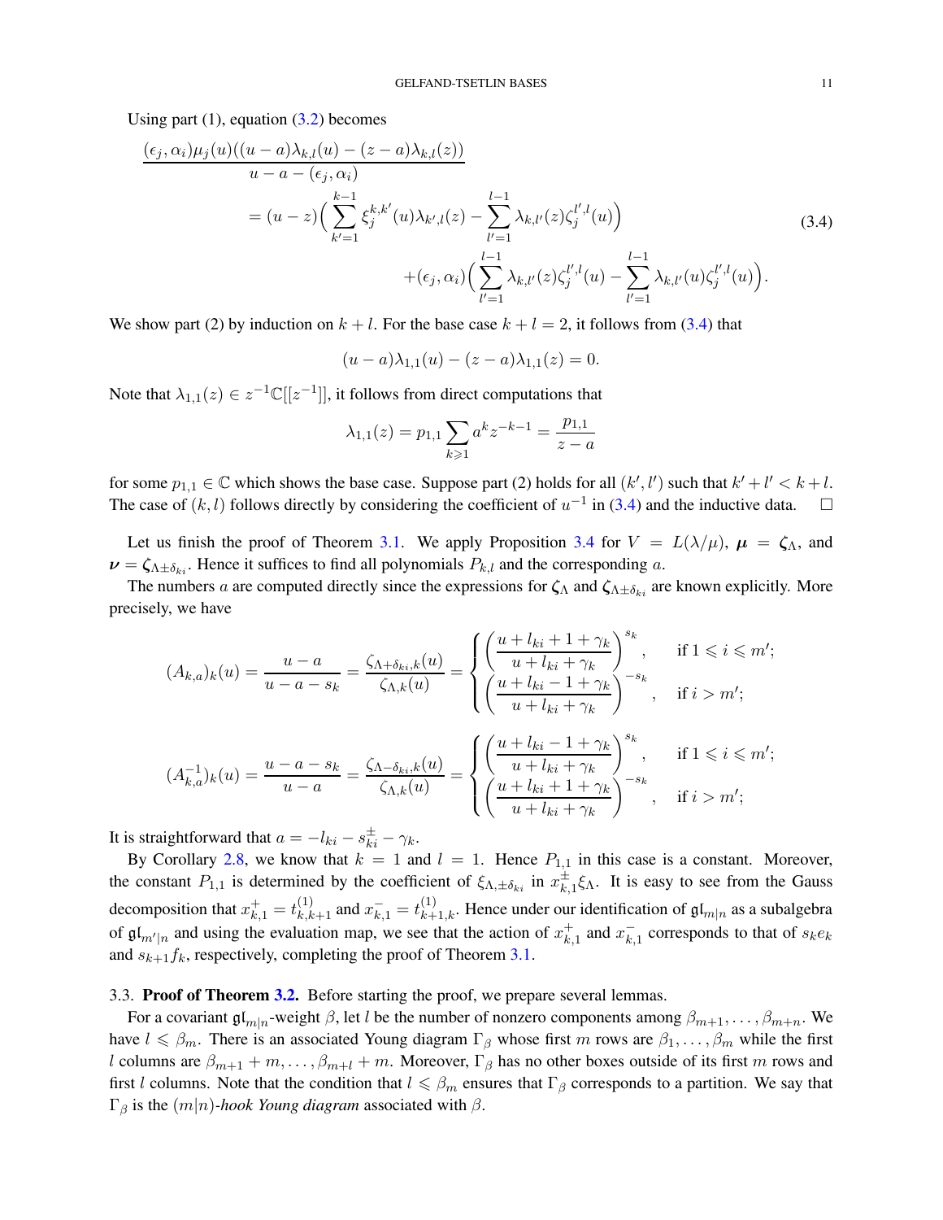Using part (1), equation (3.2) becomes

$$
\begin{aligned}
\frac{(\epsilon_j,\alpha_i)\mu_j(u)((u-a)\lambda_{k,l}(u)-(z-a)\lambda_{k,l}(z))}{u-a-(\epsilon_j,\alpha_i)} \\
= (u-z)\Big(\sum_{k'=1}^{k-1}\xi_j^{k,k'}(u)\lambda_{k',l}(z)-\sum_{l'=1}^{l-1}\lambda_{k,l'}(z)\zeta_j^{l',l}(u)\Big) \\
+(\epsilon_j,\alpha_i)\Big(\sum_{l'=1}^{l-1}\lambda_{k,l'}(z)\zeta_j^{l',l}(u)-\sum_{l'=1}^{l-1}\lambda_{k,l'}(u)\zeta_j^{l',l}(u)\Big).
\end{aligned}
\tag{3.4}
$$

We show part (2) by induction on $k+l$. For the base case $k+l=2$, it follows from (3.4) that

$$
(u-a)\lambda_{1,1}(u)-(z-a)\lambda_{1,1}(z)=0.
$$

Note that $\lambda_{1,1}(z)\in z^{-1}\mathbb{C}[[z^{-1}]]$, it follows from direct computations that

$$
\lambda_{1,1}(z)=p_{1,1}\sum_{k\geqslant 1}a^k z^{-k-1}=\frac{p_{1,1}}{z-a}
$$

for some $p_{1,1}\in\mathbb{C}$ which shows the base case. Suppose part (2) holds for all $(k',l')$ such that $k'+l'<k+l$. The case of $(k,l)$ follows directly by considering the coefficient of $u^{-1}$ in (3.4) and the inductive data. □

Let us finish the proof of Theorem 3.1. We apply Proposition 3.4 for $V=L(\lambda/\mu)$, $\boldsymbol{\mu}=\boldsymbol{\zeta}_\Lambda$, and $\boldsymbol{\nu}=\boldsymbol{\zeta}_{\Lambda\pm\delta_{ki}}$. Hence it suffices to find all polynomials $P_{k,l}$ and the corresponding $a$.

The numbers $a$ are computed directly since the expressions for $\boldsymbol{\zeta}_\Lambda$ and $\boldsymbol{\zeta}_{\Lambda\pm\delta_{ki}}$ are known explicitly. More precisely, we have

$$
(A_{k,a})_k(u)=\frac{u-a}{u-a-s_k}=\frac{\zeta_{\Lambda+\delta_{ki},k}(u)}{\zeta_{\Lambda,k}(u)}=\begin{cases}\left(\dfrac{u+l_{ki}+1+\gamma_k}{u+l_{ki}+\gamma_k}\right)^{s_k}, & \text{if } 1\leqslant i\leqslant m';\\[2ex] \left(\dfrac{u+l_{ki}-1+\gamma_k}{u+l_{ki}+\gamma_k}\right)^{-s_k}, & \text{if } i>m';\end{cases}
$$

$$
(A_{k,a}^{-1})_k(u)=\frac{u-a-s_k}{u-a}=\frac{\zeta_{\Lambda-\delta_{ki},k}(u)}{\zeta_{\Lambda,k}(u)}=\begin{cases}\left(\dfrac{u+l_{ki}-1+\gamma_k}{u+l_{ki}+\gamma_k}\right)^{s_k}, & \text{if } 1\leqslant i\leqslant m';\\[2ex] \left(\dfrac{u+l_{ki}+1+\gamma_k}{u+l_{ki}+\gamma_k}\right)^{-s_k}, & \text{if } i>m';\end{cases}
$$

It is straightforward that $a=-l_{ki}-s_{ki}^{\pm}-\gamma_k$.

By Corollary 2.8, we know that $k=1$ and $l=1$. Hence $P_{1,1}$ in this case is a constant. Moreover, the constant $P_{1,1}$ is determined by the coefficient of $\xi_{\Lambda,\pm\delta_{ki}}$ in $x_{k,1}^{\pm}\xi_\Lambda$. It is easy to see from the Gauss decomposition that $x_{k,1}^{+}=t_{k,k+1}^{(1)}$ and $x_{k,1}^{-}=t_{k+1,k}^{(1)}$. Hence under our identification of $\mathfrak{gl}_{m|n}$ as a subalgebra of $\mathfrak{gl}_{m'|n}$ and using the evaluation map, we see that the action of $x_{k,1}^{+}$ and $x_{k,1}^{-}$ corresponds to that of $s_k e_k$ and $s_{k+1}f_k$, respectively, completing the proof of Theorem 3.1.

### 3.3. Proof of Theorem 3.2.

Before starting the proof, we prepare several lemmas.

For a covariant $\mathfrak{gl}_{m|n}$-weight $\beta$, let $l$ be the number of nonzero components among $\beta_{m+1},\dots,\beta_{m+n}$. We have $l\leqslant\beta_m$. There is an associated Young diagram $\Gamma_\beta$ whose first $m$ rows are $\beta_1,\dots,\beta_m$ while the first $l$ columns are $\beta_{m+1}+m,\dots,\beta_{m+l}+m$. Moreover, $\Gamma_\beta$ has no other boxes outside of its first $m$ rows and first $l$ columns. Note that the condition that $l\leqslant\beta_m$ ensures that $\Gamma_\beta$ corresponds to a partition. We say that $\Gamma_\beta$ is the $(m|n)$-*hook Young diagram* associated with $\beta$.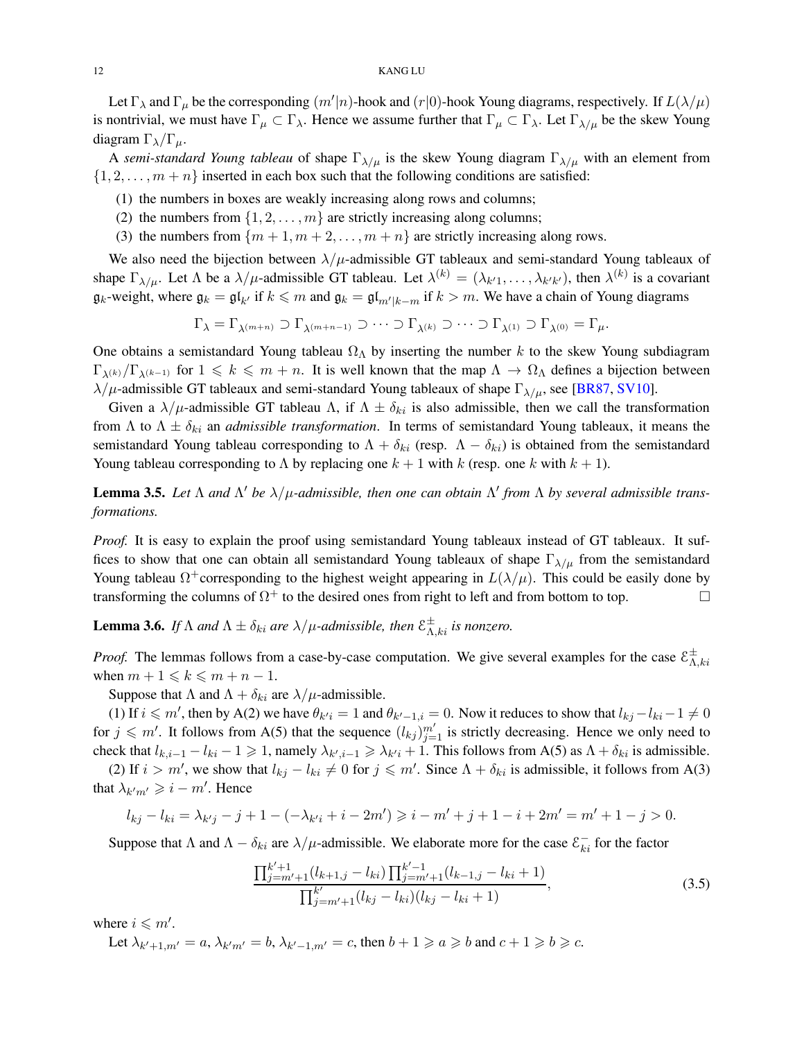Let $\Gamma_\lambda$ and $\Gamma_\mu$ be the corresponding $(m'|n)$-hook and $(r|0)$-hook Young diagrams, respectively. If $L(\lambda/\mu)$ is nontrivial, we must have $\Gamma_\mu \subset \Gamma_\lambda$. Hence we assume further that $\Gamma_\mu \subset \Gamma_\lambda$. Let $\Gamma_{\lambda/\mu}$ be the skew Young diagram $\Gamma_\lambda/\Gamma_\mu$.

A *semi-standard Young tableau* of shape $\Gamma_{\lambda/\mu}$ is the skew Young diagram $\Gamma_{\lambda/\mu}$ with an element from $\{1, 2, \ldots, m+n\}$ inserted in each box such that the following conditions are satisfied:

1. the numbers in boxes are weakly increasing along rows and columns;
2. the numbers from $\{1, 2, \ldots, m\}$ are strictly increasing along columns;
3. the numbers from $\{m+1, m+2, \ldots, m+n\}$ are strictly increasing along rows.

We also need the bijection between $\lambda/\mu$-admissible GT tableaux and semi-standard Young tableaux of shape $\Gamma_{\lambda/\mu}$. Let $\Lambda$ be a $\lambda/\mu$-admissible GT tableau. Let $\lambda^{(k)} = (\lambda_{k'1}, \ldots, \lambda_{k'k'})$, then $\lambda^{(k)}$ is a covariant $\mathfrak{g}_k$-weight, where $\mathfrak{g}_k = \mathfrak{gl}_{k'}$ if $k \leqslant m$ and $\mathfrak{g}_k = \mathfrak{gl}_{m'|k-m}$ if $k > m$. We have a chain of Young diagrams

$$\Gamma_\lambda = \Gamma_{\lambda^{(m+n)}} \supset \Gamma_{\lambda^{(m+n-1)}} \supset \cdots \supset \Gamma_{\lambda^{(k)}} \supset \cdots \supset \Gamma_{\lambda^{(1)}} \supset \Gamma_{\lambda^{(0)}} = \Gamma_\mu.$$

One obtains a semistandard Young tableau $\Omega_\Lambda$ by inserting the number $k$ to the skew Young subdiagram $\Gamma_{\lambda^{(k)}}/\Gamma_{\lambda^{(k-1)}}$ for $1 \leqslant k \leqslant m+n$. It is well known that the map $\Lambda \to \Omega_\Lambda$ defines a bijection between $\lambda/\mu$-admissible GT tableaux and semi-standard Young tableaux of shape $\Gamma_{\lambda/\mu}$, see [BR87, SV10].

Given a $\lambda/\mu$-admissible GT tableau $\Lambda$, if $\Lambda \pm \delta_{ki}$ is also admissible, then we call the transformation from $\Lambda$ to $\Lambda \pm \delta_{ki}$ an *admissible transformation*. In terms of semistandard Young tableaux, it means the semistandard Young tableau corresponding to $\Lambda + \delta_{ki}$ (resp. $\Lambda - \delta_{ki}$) is obtained from the semistandard Young tableau corresponding to $\Lambda$ by replacing one $k+1$ with $k$ (resp. one $k$ with $k+1$).

**Lemma 3.5.** *Let $\Lambda$ and $\Lambda'$ be $\lambda/\mu$-admissible, then one can obtain $\Lambda'$ from $\Lambda$ by several admissible transformations.*

*Proof.* It is easy to explain the proof using semistandard Young tableaux instead of GT tableaux. It suffices to show that one can obtain all semistandard Young tableaux of shape $\Gamma_{\lambda/\mu}$ from the semistandard Young tableau $\Omega^+$corresponding to the highest weight appearing in $L(\lambda/\mu)$. This could be easily done by transforming the columns of $\Omega^+$ to the desired ones from right to left and from bottom to top. $\square$

**Lemma 3.6.** *If $\Lambda$ and $\Lambda \pm \delta_{ki}$ are $\lambda/\mu$-admissible, then $\mathcal{E}^{\pm}_{\Lambda,ki}$ is nonzero.*

*Proof.* The lemmas follows from a case-by-case computation. We give several examples for the case $\mathcal{E}^{\pm}_{\Lambda,ki}$ when $m+1 \leqslant k \leqslant m+n-1$.

Suppose that $\Lambda$ and $\Lambda + \delta_{ki}$ are $\lambda/\mu$-admissible.

(1) If $i \leqslant m'$, then by A(2) we have $\theta_{k'i} = 1$ and $\theta_{k'-1,i} = 0$. Now it reduces to show that $l_{kj} - l_{ki} - 1 \neq 0$ for $j \leqslant m'$. It follows from A(5) that the sequence $(l_{kj})_{j=1}^{m'}$ is strictly decreasing. Hence we only need to check that $l_{k,i-1} - l_{ki} - 1 \geqslant 1$, namely $\lambda_{k',i-1} \geqslant \lambda_{k'i} + 1$. This follows from A(5) as $\Lambda + \delta_{ki}$ is admissible.

(2) If $i > m'$, we show that $l_{kj} - l_{ki} \neq 0$ for $j \leqslant m'$. Since $\Lambda + \delta_{ki}$ is admissible, it follows from A(3) that $\lambda_{k'm'} \geqslant i - m'$. Hence

$$l_{kj} - l_{ki} = \lambda_{k'j} - j + 1 - (-\lambda_{k'i} + i - 2m') \geqslant i - m' + j + 1 - i + 2m' = m' + 1 - j > 0.$$

Suppose that $\Lambda$ and $\Lambda - \delta_{ki}$ are $\lambda/\mu$-admissible. We elaborate more for the case $\mathcal{E}^-_{ki}$ for the factor

$$\frac{\prod_{j=m'+1}^{k'+1}(l_{k+1,j} - l_{ki}) \prod_{j=m'+1}^{k'-1}(l_{k-1,j} - l_{ki} + 1)}{\prod_{j=m'+1}^{k'}(l_{kj} - l_{ki})(l_{kj} - l_{ki} + 1)}, \tag{3.5}$$

where $i \leqslant m'$.

Let $\lambda_{k'+1,m'} = a$, $\lambda_{k'm'} = b$, $\lambda_{k'-1,m'} = c$, then $b + 1 \geqslant a \geqslant b$ and $c + 1 \geqslant b \geqslant c$.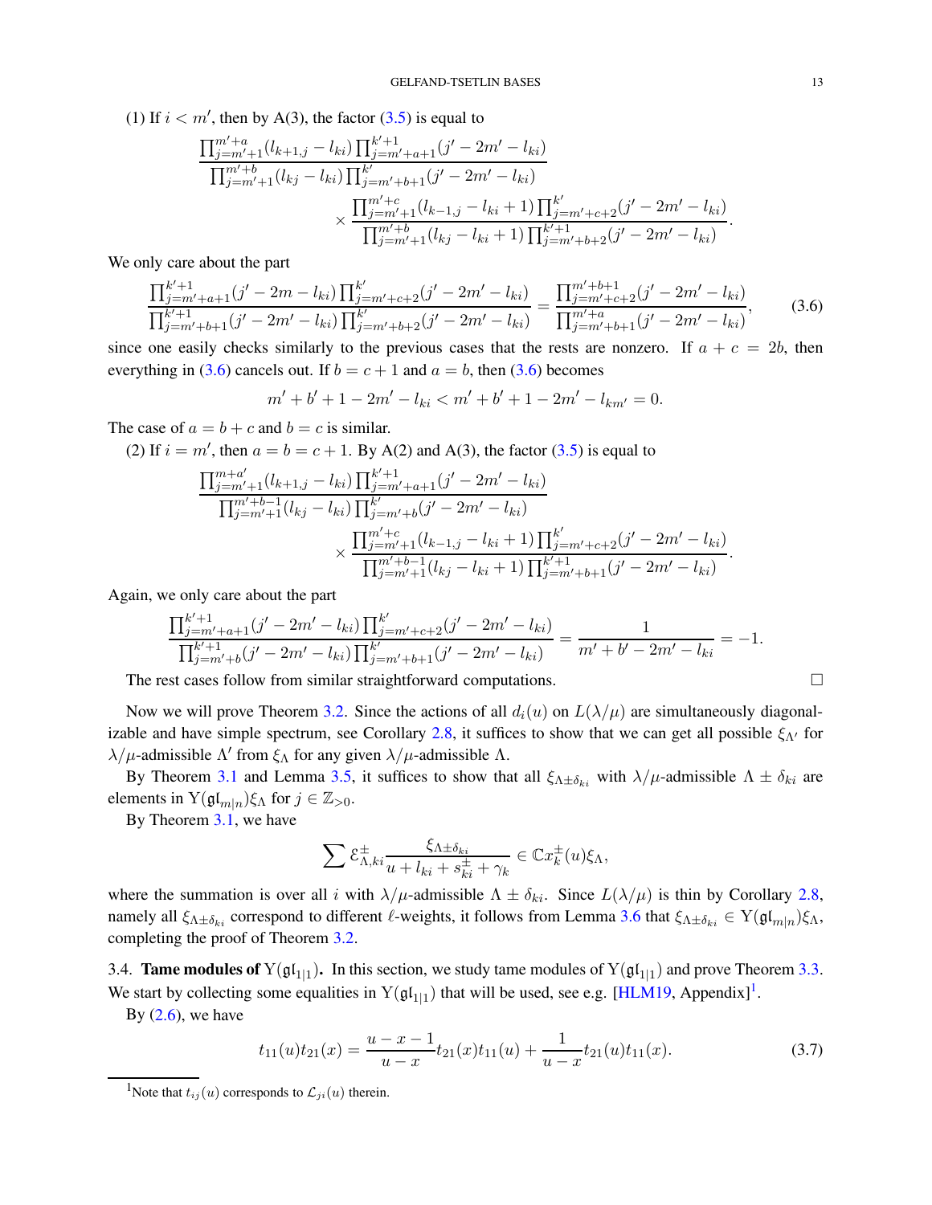(1) If $i < m'$, then by A(3), the factor (3.5) is equal to

$$\frac{\prod_{j=m'+1}^{m'+a}(l_{k+1,j}-l_{ki})\prod_{j=m'+a+1}^{k'+1}(j'-2m'-l_{ki})}{\prod_{j=m'+1}^{m'+b}(l_{kj}-l_{ki})\prod_{j=m'+b+1}^{k'}(j'-2m'-l_{ki})} \times \frac{\prod_{j=m'+1}^{m'+c}(l_{k-1,j}-l_{ki}+1)\prod_{j=m'+c+2}^{k'}(j'-2m'-l_{ki})}{\prod_{j=m'+1}^{m'+b}(l_{kj}-l_{ki}+1)\prod_{j=m'+b+2}^{k'+1}(j'-2m'-l_{ki})}.$$

We only care about the part

$$\frac{\prod_{j=m'+a+1}^{k'+1}(j'-2m-l_{ki})\prod_{j=m'+c+2}^{k'}(j'-2m'-l_{ki})}{\prod_{j=m'+b+1}^{k'+1}(j'-2m'-l_{ki})\prod_{j=m'+b+2}^{k'}(j'-2m'-l_{ki})} = \frac{\prod_{j=m'+c+2}^{m'+b+1}(j'-2m'-l_{ki})}{\prod_{j=m'+b+1}^{m'+a}(j'-2m'-l_{ki})}, \tag{3.6}$$

since one easily checks similarly to the previous cases that the rests are nonzero. If $a+c=2b$, then everything in (3.6) cancels out. If $b=c+1$ and $a=b$, then (3.6) becomes

$$m'+b'+1-2m'-l_{ki} < m'+b'+1-2m'-l_{km'} = 0.$$

The case of $a=b+c$ and $b=c$ is similar.

(2) If $i=m'$, then $a=b=c+1$. By A(2) and A(3), the factor (3.5) is equal to

$$\frac{\prod_{j=m'+1}^{m+a'}(l_{k+1,j}-l_{ki})\prod_{j=m'+a+1}^{k'+1}(j'-2m'-l_{ki})}{\prod_{j=m'+1}^{m'+b-1}(l_{kj}-l_{ki})\prod_{j=m'+b}^{k'}(j'-2m'-l_{ki})} \times \frac{\prod_{j=m'+1}^{m'+c}(l_{k-1,j}-l_{ki}+1)\prod_{j=m'+c+2}^{k'}(j'-2m'-l_{ki})}{\prod_{j=m'+1}^{m'+b-1}(l_{kj}-l_{ki}+1)\prod_{j=m'+b+1}^{k'+1}(j'-2m'-l_{ki})}.$$

Again, we only care about the part

$$\frac{\prod_{j=m'+a+1}^{k'+1}(j'-2m'-l_{ki})\prod_{j=m'+c+2}^{k'}(j'-2m'-l_{ki})}{\prod_{j=m'+b}^{k'+1}(j'-2m'-l_{ki})\prod_{j=m'+b+1}^{k'}(j'-2m'-l_{ki})} = \frac{1}{m'+b'-2m'-l_{ki}} = -1.$$

The rest cases follow from similar straightforward computations. ◻

Now we will prove Theorem 3.2. Since the actions of all $d_i(u)$ on $L(\lambda/\mu)$ are simultaneously diagonalizable and have simple spectrum, see Corollary 2.8, it suffices to show that we can get all possible $\xi_{\Lambda'}$ for $\lambda/\mu$-admissible $\Lambda'$ from $\xi_\Lambda$ for any given $\lambda/\mu$-admissible $\Lambda$.

By Theorem 3.1 and Lemma 3.5, it suffices to show that all $\xi_{\Lambda\pm\delta_{ki}}$ with $\lambda/\mu$-admissible $\Lambda\pm\delta_{ki}$ are elements in $\mathrm{Y}(\mathfrak{gl}_{m|n})\xi_\Lambda$ for $j\in\mathbb{Z}_{>0}$.

By Theorem 3.1, we have

$$\sum \mathcal{E}^{\pm}_{\Lambda,ki}\frac{\xi_{\Lambda\pm\delta_{ki}}}{u+l_{ki}+s^{\pm}_{ki}+\gamma_k} \in \mathbb{C}x_k^{\pm}(u)\xi_\Lambda,$$

where the summation is over all $i$ with $\lambda/\mu$-admissible $\Lambda\pm\delta_{ki}$. Since $L(\lambda/\mu)$ is thin by Corollary 2.8, namely all $\xi_{\Lambda\pm\delta_{ki}}$ correspond to different $\ell$-weights, it follows from Lemma 3.6 that $\xi_{\Lambda\pm\delta_{ki}}\in\mathrm{Y}(\mathfrak{gl}_{m|n})\xi_\Lambda$, completing the proof of Theorem 3.2.

3.4. **Tame modules of $\mathrm{Y}(\mathfrak{gl}_{1|1})$.** In this section, we study tame modules of $\mathrm{Y}(\mathfrak{gl}_{1|1})$ and prove Theorem 3.3. We start by collecting some equalities in $\mathrm{Y}(\mathfrak{gl}_{1|1})$ that will be used, see e.g. [HLM19, Appendix][1].

By (2.6), we have

$$t_{11}(u)t_{21}(x) = \frac{u-x-1}{u-x}t_{21}(x)t_{11}(u) + \frac{1}{u-x}t_{21}(u)t_{11}(x). \tag{3.7}$$

[1] Note that $t_{ij}(u)$ corresponds to $\mathcal{L}_{ji}(u)$ therein.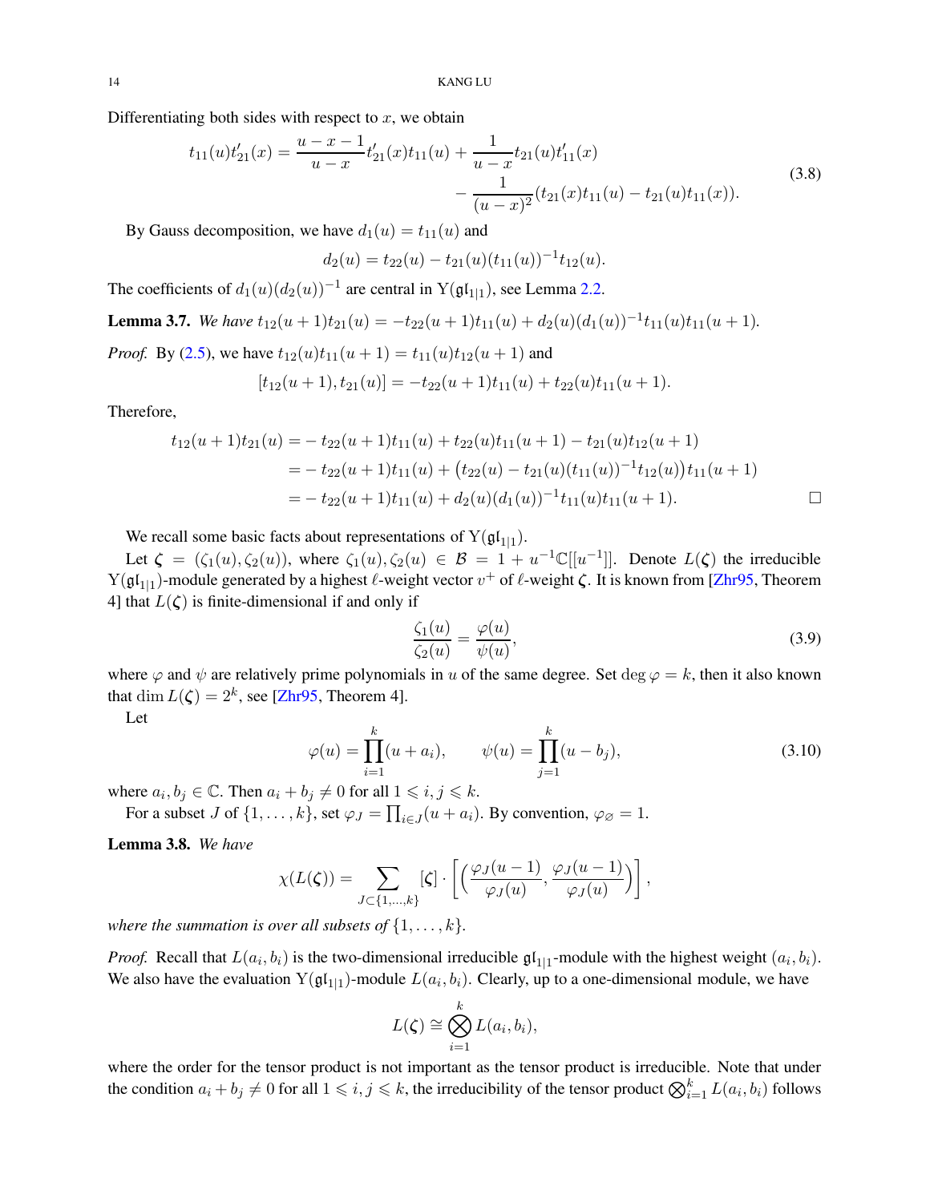Differentiating both sides with respect to $x$, we obtain

$$
\begin{aligned}
t_{11}(u)t_{21}'(x) = \frac{u-x-1}{u-x}t_{21}'(x)t_{11}(u) + \frac{1}{u-x}t_{21}(u)t_{11}'(x) \\
- \frac{1}{(u-x)^2}(t_{21}(x)t_{11}(u) - t_{21}(u)t_{11}(x)).
\end{aligned}
\tag{3.8}
$$

By Gauss decomposition, we have $d_1(u) = t_{11}(u)$ and

$$
d_2(u) = t_{22}(u) - t_{21}(u)(t_{11}(u))^{-1}t_{12}(u).
$$

The coefficients of $d_1(u)(d_2(u))^{-1}$ are central in $\mathrm{Y}(\mathfrak{gl}_{1|1})$, see Lemma 2.2.

**Lemma 3.7.** *We have* $t_{12}(u+1)t_{21}(u) = -t_{22}(u+1)t_{11}(u) + d_2(u)(d_1(u))^{-1}t_{11}(u)t_{11}(u+1)$.

*Proof.* By (2.5), we have $t_{12}(u)t_{11}(u+1) = t_{11}(u)t_{12}(u+1)$ and

$$
[t_{12}(u+1), t_{21}(u)] = -t_{22}(u+1)t_{11}(u) + t_{22}(u)t_{11}(u+1).
$$

Therefore,

$$
\begin{aligned}
t_{12}(u+1)t_{21}(u) &= -t_{22}(u+1)t_{11}(u) + t_{22}(u)t_{11}(u+1) - t_{21}(u)t_{12}(u+1) \\
&= -t_{22}(u+1)t_{11}(u) + \big(t_{22}(u) - t_{21}(u)(t_{11}(u))^{-1}t_{12}(u)\big)t_{11}(u+1) \\
&= -t_{22}(u+1)t_{11}(u) + d_2(u)(d_1(u))^{-1}t_{11}(u)t_{11}(u+1). \qquad \square
\end{aligned}
$$

We recall some basic facts about representations of $\mathrm{Y}(\mathfrak{gl}_{1|1})$.

Let $\boldsymbol{\zeta} = (\zeta_1(u), \zeta_2(u))$, where $\zeta_1(u), \zeta_2(u) \in \mathcal{B} = 1 + u^{-1}\mathbb{C}[[u^{-1}]]$. Denote $L(\boldsymbol{\zeta})$ the irreducible $\mathrm{Y}(\mathfrak{gl}_{1|1})$-module generated by a highest $\ell$-weight vector $v^+$ of $\ell$-weight $\boldsymbol{\zeta}$. It is known from [Zhr95, Theorem 4] that $L(\boldsymbol{\zeta})$ is finite-dimensional if and only if

$$
\frac{\zeta_1(u)}{\zeta_2(u)} = \frac{\varphi(u)}{\psi(u)},
\tag{3.9}
$$

where $\varphi$ and $\psi$ are relatively prime polynomials in $u$ of the same degree. Set $\deg \varphi = k$, then it also known that $\dim L(\boldsymbol{\zeta}) = 2^k$, see [Zhr95, Theorem 4].

Let

$$
\varphi(u) = \prod_{i=1}^{k}(u + a_i), \qquad \psi(u) = \prod_{j=1}^{k}(u - b_j),
\tag{3.10}
$$

where $a_i, b_j \in \mathbb{C}$. Then $a_i + b_j \neq 0$ for all $1 \leqslant i, j \leqslant k$.

For a subset $J$ of $\{1, \ldots, k\}$, set $\varphi_J = \prod_{i \in J}(u + a_i)$. By convention, $\varphi_\varnothing = 1$.

**Lemma 3.8.** *We have*

$$
\chi(L(\boldsymbol{\zeta})) = \sum_{J \subset \{1,\ldots,k\}} [\boldsymbol{\zeta}] \cdot \left[\Big(\frac{\varphi_J(u-1)}{\varphi_J(u)}, \frac{\varphi_J(u-1)}{\varphi_J(u)}\Big)\right],
$$

*where the summation is over all subsets of* $\{1, \ldots, k\}$.

*Proof.* Recall that $L(a_i, b_i)$ is the two-dimensional irreducible $\mathfrak{gl}_{1|1}$-module with the highest weight $(a_i, b_i)$. We also have the evaluation $\mathrm{Y}(\mathfrak{gl}_{1|1})$-module $L(a_i, b_i)$. Clearly, up to a one-dimensional module, we have

$$
L(\boldsymbol{\zeta}) \cong \bigotimes_{i=1}^{k} L(a_i, b_i),
$$

where the order for the tensor product is not important as the tensor product is irreducible. Note that under the condition $a_i + b_j \neq 0$ for all $1 \leqslant i, j \leqslant k$, the irreducibility of the tensor product $\bigotimes_{i=1}^{k} L(a_i, b_i)$ follows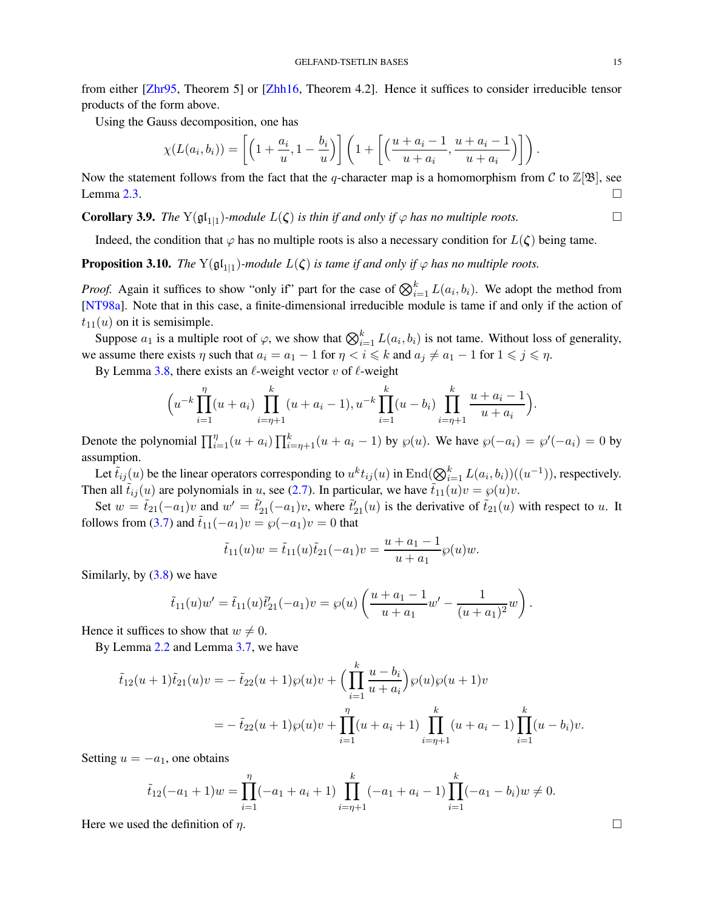from either [Zhr95, Theorem 5] or [Zhh16, Theorem 4.2]. Hence it suffices to consider irreducible tensor products of the form above.

Using the Gauss decomposition, one has

$$\chi(L(a_i,b_i)) = \Big[\Big(1+\frac{a_i}{u}, 1-\frac{b_i}{u}\Big)\Big]\left(1+\Big[\Big(\frac{u+a_i-1}{u+a_i}, \frac{u+a_i-1}{u+a_i}\Big)\Big]\right).$$

Now the statement follows from the fact that the $q$-character map is a homomorphism from $\mathcal{C}$ to $\mathbb{Z}[\mathfrak{B}]$, see Lemma 2.3. $\square$

**Corollary 3.9.** *The* $\mathrm{Y}(\mathfrak{gl}_{1|1})$*-module* $L(\boldsymbol{\zeta})$ *is thin if and only if* $\varphi$ *has no multiple roots.* $\square$

Indeed, the condition that $\varphi$ has no multiple roots is also a necessary condition for $L(\boldsymbol{\zeta})$ being tame.

**Proposition 3.10.** *The* $\mathrm{Y}(\mathfrak{gl}_{1|1})$*-module* $L(\boldsymbol{\zeta})$ *is tame if and only if* $\varphi$ *has no multiple roots.*

*Proof.* Again it suffices to show "only if" part for the case of $\bigotimes_{i=1}^k L(a_i,b_i)$. We adopt the method from [NT98a]. Note that in this case, a finite-dimensional irreducible module is tame if and only if the action of $t_{11}(u)$ on it is semisimple.

Suppose $a_1$ is a multiple root of $\varphi$, we show that $\bigotimes_{i=1}^k L(a_i,b_i)$ is not tame. Without loss of generality, we assume there exists $\eta$ such that $a_i = a_1 - 1$ for $\eta < i \leqslant k$ and $a_j \neq a_1 - 1$ for $1 \leqslant j \leqslant \eta$.

By Lemma 3.8, there exists an $\ell$-weight vector $v$ of $\ell$-weight

$$\Big(u^{-k}\prod_{i=1}^{\eta}(u+a_i)\prod_{i=\eta+1}^{k}(u+a_i-1), u^{-k}\prod_{i=1}^{k}(u-b_i)\prod_{i=\eta+1}^{k}\frac{u+a_i-1}{u+a_i}\Big).$$

Denote the polynomial $\prod_{i=1}^{\eta}(u+a_i)\prod_{i=\eta+1}^{k}(u+a_i-1)$ by $\wp(u)$. We have $\wp(-a_i) = \wp'(-a_i) = 0$ by assumption.

Let $\tilde t_{ij}(u)$ be the linear operators corresponding to $u^k t_{ij}(u)$ in $\mathrm{End}(\bigotimes_{i=1}^k L(a_i,b_i))((u^{-1}))$, respectively. Then all $\tilde t_{ij}(u)$ are polynomials in $u$, see (2.7). In particular, we have $\tilde t_{11}(u)v = \wp(u)v$.

Set $w = \tilde t_{21}(-a_1)v$ and $w' = \tilde t_{21}'(-a_1)v$, where $\tilde t_{21}'(u)$ is the derivative of $\tilde t_{21}(u)$ with respect to $u$. It follows from (3.7) and $\tilde t_{11}(-a_1)v = \wp(-a_1)v = 0$ that

$$\tilde t_{11}(u)w = \tilde t_{11}(u)\tilde t_{21}(-a_1)v = \frac{u+a_1-1}{u+a_1}\wp(u)w.$$

Similarly, by (3.8) we have

$$\tilde t_{11}(u)w' = \tilde t_{11}(u)\tilde t_{21}'(-a_1)v = \wp(u)\left(\frac{u+a_1-1}{u+a_1}w' - \frac{1}{(u+a_1)^2}w\right).$$

Hence it suffices to show that $w \neq 0$.

By Lemma 2.2 and Lemma 3.7, we have

$$\begin{aligned}
\tilde t_{12}(u+1)\tilde t_{21}(u)v =& -\tilde t_{22}(u+1)\wp(u)v + \Big(\prod_{i=1}^{k}\frac{u-b_i}{u+a_i}\Big)\wp(u)\wp(u+1)v \\
=& -\tilde t_{22}(u+1)\wp(u)v + \prod_{i=1}^{\eta}(u+a_i+1)\prod_{i=\eta+1}^{k}(u+a_i-1)\prod_{i=1}^{k}(u-b_i)v.
\end{aligned}$$

Setting $u=-a_1$, one obtains

$$\tilde t_{12}(-a_1+1)w = \prod_{i=1}^{\eta}(-a_1+a_i+1)\prod_{i=\eta+1}^{k}(-a_1+a_i-1)\prod_{i=1}^{k}(-a_1-b_i)w \neq 0.$$

Here we used the definition of $\eta$. $\square$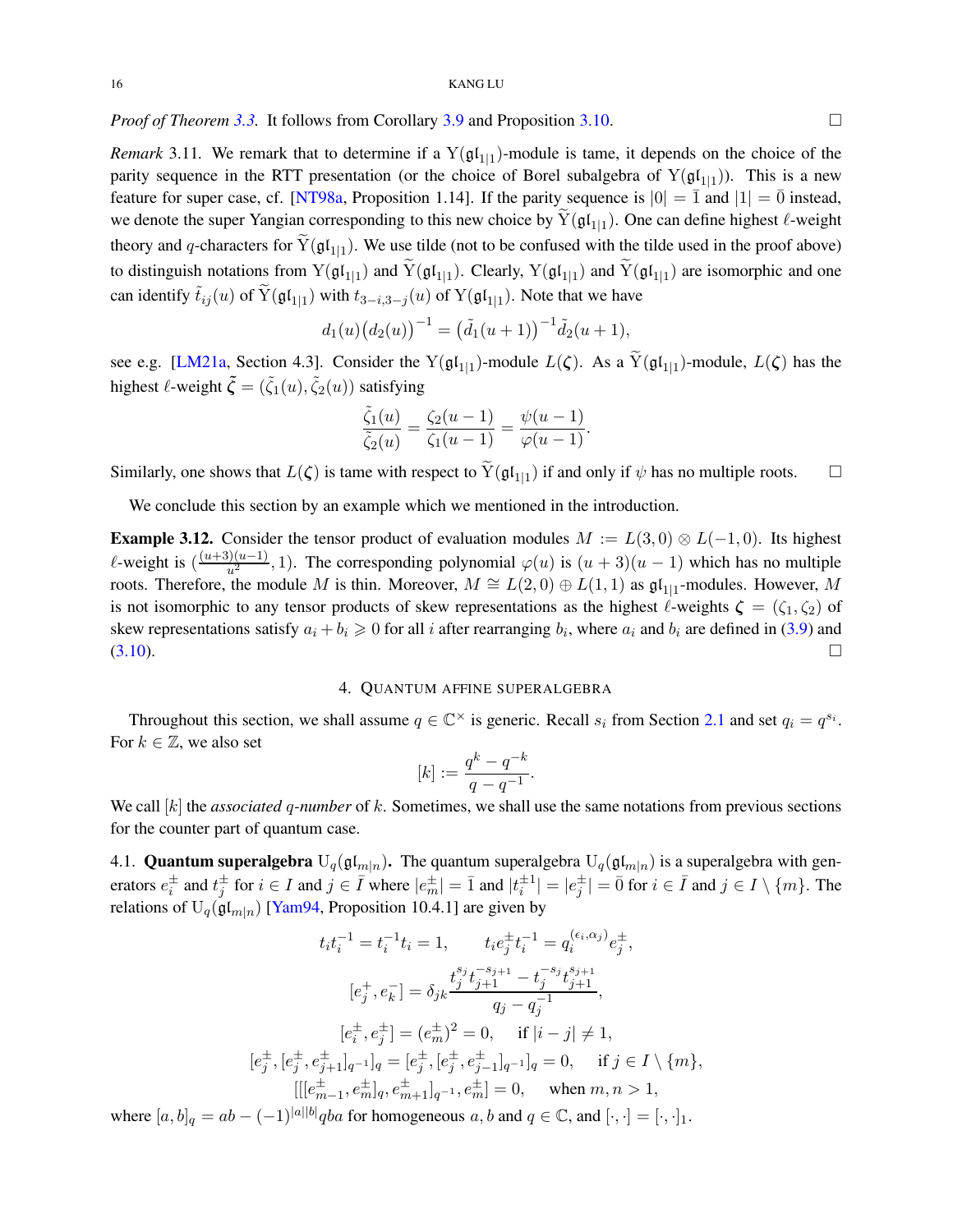*Proof of Theorem 3.3.* It follows from Corollary 3.9 and Proposition 3.10. $\square$

*Remark* 3.11. We remark that to determine if a $\mathrm{Y}(\mathfrak{gl}_{1|1})$-module is tame, it depends on the choice of the parity sequence in the RTT presentation (or the choice of Borel subalgebra of $\mathrm{Y}(\mathfrak{gl}_{1|1})$). This is a new feature for super case, cf. [NT98a, Proposition 1.14]. If the parity sequence is $|0| = \bar{1}$ and $|1| = \bar{0}$ instead, we denote the super Yangian corresponding to this new choice by $\widetilde{\mathrm{Y}}(\mathfrak{gl}_{1|1})$. One can define highest $\ell$-weight theory and $q$-characters for $\widetilde{\mathrm{Y}}(\mathfrak{gl}_{1|1})$. We use tilde (not to be confused with the tilde used in the proof above) to distinguish notations from $\mathrm{Y}(\mathfrak{gl}_{1|1})$ and $\widetilde{\mathrm{Y}}(\mathfrak{gl}_{1|1})$. Clearly, $\mathrm{Y}(\mathfrak{gl}_{1|1})$ and $\widetilde{\mathrm{Y}}(\mathfrak{gl}_{1|1})$ are isomorphic and one can identify $\tilde{t}_{ij}(u)$ of $\widetilde{\mathrm{Y}}(\mathfrak{gl}_{1|1})$ with $t_{3-i,3-j}(u)$ of $\mathrm{Y}(\mathfrak{gl}_{1|1})$. Note that we have

$$d_1(u)\big(d_2(u)\big)^{-1} = \big(\tilde{d}_1(u+1)\big)^{-1}\tilde{d}_2(u+1),$$

see e.g. [LM21a, Section 4.3]. Consider the $\mathrm{Y}(\mathfrak{gl}_{1|1})$-module $L(\boldsymbol{\zeta})$. As a $\widetilde{\mathrm{Y}}(\mathfrak{gl}_{1|1})$-module, $L(\boldsymbol{\zeta})$ has the highest $\ell$-weight $\tilde{\boldsymbol{\zeta}} = (\tilde{\zeta}_1(u), \tilde{\zeta}_2(u))$ satisfying

$$\frac{\tilde{\zeta}_1(u)}{\tilde{\zeta}_2(u)} = \frac{\zeta_2(u-1)}{\zeta_1(u-1)} = \frac{\psi(u-1)}{\varphi(u-1)}.$$

Similarly, one shows that $L(\boldsymbol{\zeta})$ is tame with respect to $\widetilde{\mathrm{Y}}(\mathfrak{gl}_{1|1})$ if and only if $\psi$ has no multiple roots. $\square$

We conclude this section by an example which we mentioned in the introduction.

**Example 3.12.** Consider the tensor product of evaluation modules $M := L(3,0) \otimes L(-1,0)$. Its highest $\ell$-weight is $(\frac{(u+3)(u-1)}{u^2}, 1)$. The corresponding polynomial $\varphi(u)$ is $(u+3)(u-1)$ which has no multiple roots. Therefore, the module $M$ is thin. Moreover, $M \cong L(2,0) \oplus L(1,1)$ as $\mathfrak{gl}_{1|1}$-modules. However, $M$ is not isomorphic to any tensor products of skew representations as the highest $\ell$-weights $\boldsymbol{\zeta} = (\zeta_1, \zeta_2)$ of skew representations satisfy $a_i + b_i \geqslant 0$ for all $i$ after rearranging $b_i$, where $a_i$ and $b_i$ are defined in (3.9) and (3.10). $\square$

## 4. Quantum affine superalgebra

Throughout this section, we shall assume $q \in \mathbb{C}^\times$ is generic. Recall $s_i$ from Section 2.1 and set $q_i = q^{s_i}$. For $k \in \mathbb{Z}$, we also set

$$[k] := \frac{q^k - q^{-k}}{q - q^{-1}}.$$

We call $[k]$ the *associated $q$-number* of $k$. Sometimes, we shall use the same notations from previous sections for the counter part of quantum case.

### 4.1. Quantum superalgebra $\mathrm{U}_q(\mathfrak{gl}_{m|n})$.

The quantum superalgebra $\mathrm{U}_q(\mathfrak{gl}_{m|n})$ is a superalgebra with generators $e_i^\pm$ and $t_j^\pm$ for $i \in I$ and $j \in \bar{I}$ where $|e_m^\pm| = \bar{1}$ and $|t_i^{\pm 1}| = |e_j^\pm| = \bar{0}$ for $i \in \bar{I}$ and $j \in I \setminus \{m\}$. The relations of $\mathrm{U}_q(\mathfrak{gl}_{m|n})$ [Yam94, Proposition 10.4.1] are given by

$$t_i t_i^{-1} = t_i^{-1} t_i = 1, \qquad t_i e_j^\pm t_i^{-1} = q_i^{(\epsilon_i, \alpha_j)} e_j^\pm,$$

$$[e_j^+, e_k^-] = \delta_{jk} \frac{t_j^{s_j} t_{j+1}^{-s_{j+1}} - t_j^{-s_j} t_{j+1}^{s_{j+1}}}{q_j - q_j^{-1}},$$

$$[e_i^\pm, e_j^\pm] = (e_m^\pm)^2 = 0, \quad \text{ if } |i-j| \neq 1,$$

$$[e_j^\pm, [e_j^\pm, e_{j+1}^\pm]_{q^{-1}}]_q = [e_j^\pm, [e_j^\pm, e_{j-1}^\pm]_{q^{-1}}]_q = 0, \quad \text{ if } j \in I \setminus \{m\},$$

$$[[[e_{m-1}^\pm, e_m^\pm]_q, e_{m+1}^\pm]_{q^{-1}}, e_m^\pm] = 0, \quad \text{ when } m, n > 1,$$

where $[a,b]_q = ab - (-1)^{|a||b|} qba$ for homogeneous $a, b$ and $q \in \mathbb{C}$, and $[\cdot,\cdot] = [\cdot,\cdot]_1$.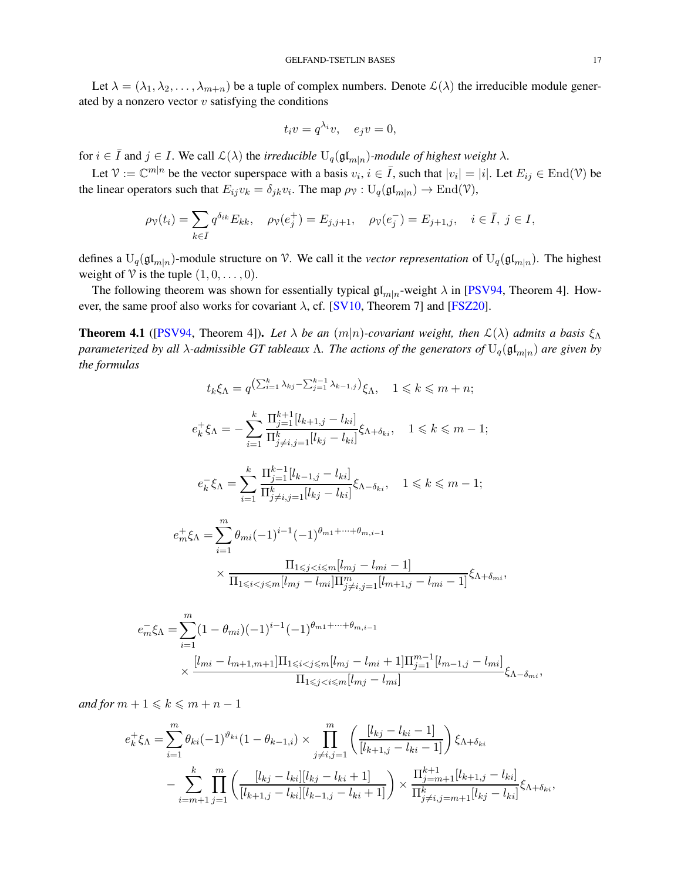Let $\lambda = (\lambda_1, \lambda_2, \ldots, \lambda_{m+n})$ be a tuple of complex numbers. Denote $\mathcal{L}(\lambda)$ the irreducible module generated by a nonzero vector $v$ satisfying the conditions

$$t_i v = q^{\lambda_i} v, \quad e_j v = 0,$$

for $i \in \bar{I}$ and $j \in I$. We call $\mathcal{L}(\lambda)$ the *irreducible* $\mathrm{U}_q(\mathfrak{gl}_{m|n})$*-module of highest weight* $\lambda$.

Let $\mathcal{V} := \mathbb{C}^{m|n}$ be the vector superspace with a basis $v_i$, $i \in \bar{I}$, such that $|v_i| = |i|$. Let $E_{ij} \in \mathrm{End}(\mathcal{V})$ be the linear operators such that $E_{ij} v_k = \delta_{jk} v_i$. The map $\rho_{\mathcal{V}} : \mathrm{U}_q(\mathfrak{gl}_{m|n}) \to \mathrm{End}(\mathcal{V})$,

$$\rho_{\mathcal{V}}(t_i) = \sum_{k \in \bar{I}} q^{\delta_{ik}} E_{kk}, \quad \rho_{\mathcal{V}}(e_j^+) = E_{j,j+1}, \quad \rho_{\mathcal{V}}(e_j^-) = E_{j+1,j}, \quad i \in \bar{I},\ j \in I,$$

defines a $\mathrm{U}_q(\mathfrak{gl}_{m|n})$-module structure on $\mathcal{V}$. We call it the *vector representation* of $\mathrm{U}_q(\mathfrak{gl}_{m|n})$. The highest weight of $\mathcal{V}$ is the tuple $(1, 0, \ldots, 0)$.

The following theorem was shown for essentially typical $\mathfrak{gl}_{m|n}$-weight $\lambda$ in [PSV94, Theorem 4]. However, the same proof also works for covariant $\lambda$, cf. [SV10, Theorem 7] and [FSZ20].

**Theorem 4.1** ([PSV94, Theorem 4]). *Let $\lambda$ be an $(m|n)$-covariant weight, then $\mathcal{L}(\lambda)$ admits a basis $\xi_\Lambda$ parameterized by all $\lambda$-admissible GT tableaux $\Lambda$. The actions of the generators of $\mathrm{U}_q(\mathfrak{gl}_{m|n})$ are given by the formulas*

$$t_k \xi_\Lambda = q^{\left(\sum_{i=1}^{k} \lambda_{ki} - \sum_{j=1}^{k-1} \lambda_{k-1,j}\right)} \xi_\Lambda, \quad 1 \leqslant k \leqslant m+n;$$

$$e_k^+ \xi_\Lambda = -\sum_{i=1}^{k} \frac{\Pi_{j=1}^{k+1} [l_{k+1,j} - l_{ki}]}{\Pi_{j \neq i, j=1}^{k} [l_{kj} - l_{ki}]} \xi_{\Lambda + \delta_{ki}}, \quad 1 \leqslant k \leqslant m-1;$$

$$e_k^- \xi_\Lambda = \sum_{i=1}^{k} \frac{\Pi_{j=1}^{k-1} [l_{k-1,j} - l_{ki}]}{\Pi_{j \neq i, j=1}^{k} [l_{kj} - l_{ki}]} \xi_{\Lambda - \delta_{ki}}, \quad 1 \leqslant k \leqslant m-1;$$

$$\begin{aligned} e_m^+ \xi_\Lambda = &\sum_{i=1}^{m} \theta_{mi} (-1)^{i-1} (-1)^{\theta_{m1} + \cdots + \theta_{m,i-1}} \\ &\times \frac{\Pi_{1 \leqslant j < i \leqslant m} [l_{mj} - l_{mi} - 1]}{\Pi_{1 \leqslant i < j \leqslant m} [l_{mj} - l_{mi}] \Pi_{j \neq i, j=1}^{m} [l_{m+1,j} - l_{mi} - 1]} \xi_{\Lambda + \delta_{mi}}, \end{aligned}$$

$$\begin{aligned} e_m^- \xi_\Lambda = &\sum_{i=1}^{m} (1 - \theta_{mi}) (-1)^{i-1} (-1)^{\theta_{m1} + \cdots + \theta_{m,i-1}} \\ &\times \frac{[l_{mi} - l_{m+1,m+1}] \Pi_{1 \leqslant i < j \leqslant m} [l_{mj} - l_{mi} + 1] \Pi_{j=1}^{m-1} [l_{m-1,j} - l_{mi}]}{\Pi_{1 \leqslant j < i \leqslant m} [l_{mj} - l_{mi}]} \xi_{\Lambda - \delta_{mi}}, \end{aligned}$$

*and for $m+1 \leqslant k \leqslant m+n-1$*

$$\begin{aligned} e_k^+ \xi_\Lambda = &\sum_{i=1}^{m} \theta_{ki} (-1)^{\vartheta_{ki}} (1 - \theta_{k-1,i}) \times \prod_{j \neq i, j=1}^{m} \left( \frac{[l_{kj} - l_{ki} - 1]}{[l_{k+1,j} - l_{ki} - 1]} \right) \xi_{\Lambda + \delta_{ki}} \\ &- \sum_{i=m+1}^{k} \prod_{j=1}^{m} \left( \frac{[l_{kj} - l_{ki}][l_{kj} - l_{ki} + 1]}{[l_{k+1,j} - l_{ki}][l_{k-1,j} - l_{ki} + 1]} \right) \times \frac{\Pi_{j=m+1}^{k+1} [l_{k+1,j} - l_{ki}]}{\Pi_{j \neq i, j=m+1}^{k} [l_{kj} - l_{ki}]} \xi_{\Lambda + \delta_{ki}}, \end{aligned}$$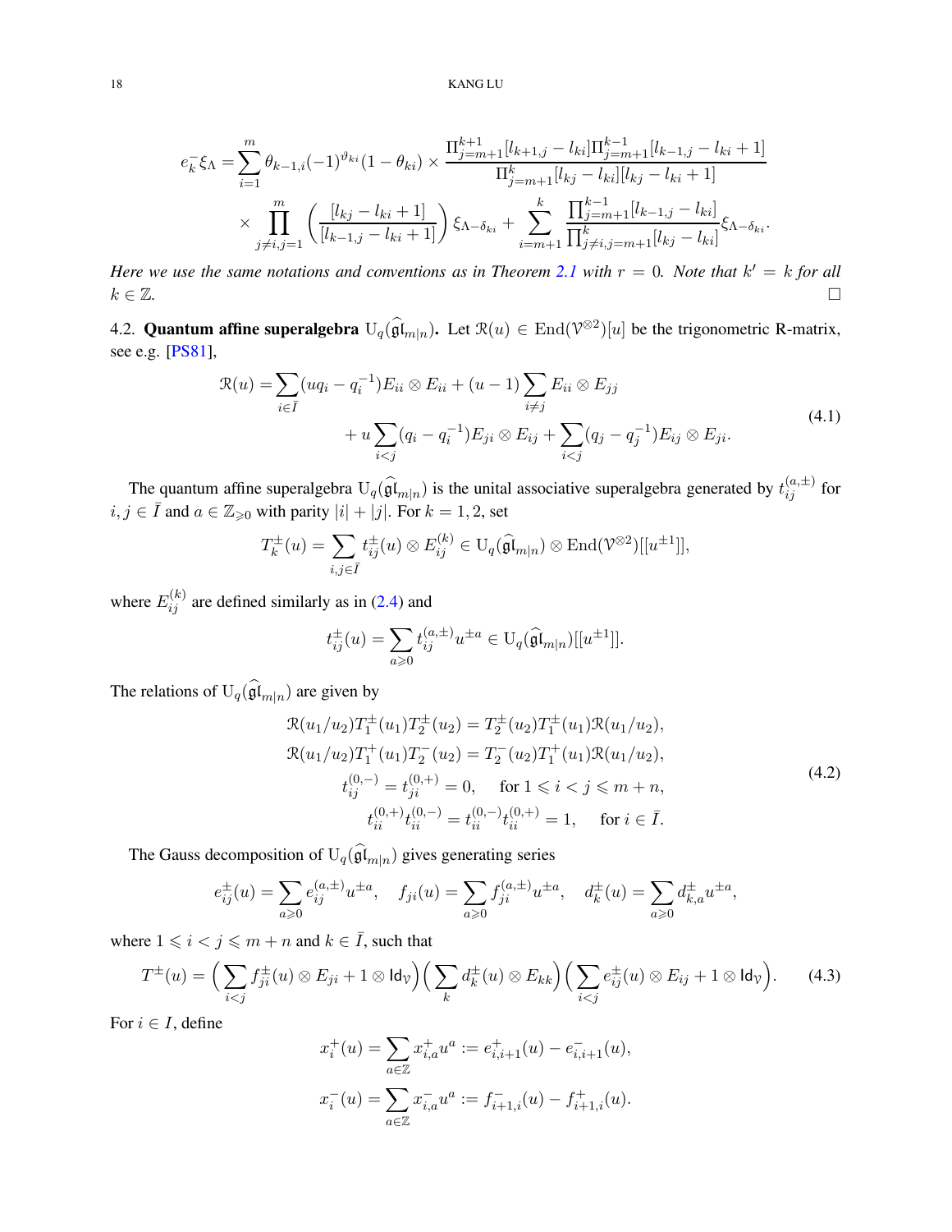$$e_k^- \xi_\Lambda = \sum_{i=1}^{m} \theta_{k-1,i}(-1)^{\vartheta_{ki}}(1-\theta_{ki}) \times \frac{\Pi_{j=m+1}^{k+1}[l_{k+1,j}-l_{ki}]\Pi_{j=m+1}^{k-1}[l_{k-1,j}-l_{ki}+1]}{\Pi_{j=m+1}^{k}[l_{kj}-l_{ki}][l_{kj}-l_{ki}+1]}$$

$$\times \prod_{j\neq i, j=1}^{m}\left(\frac{[l_{kj}-l_{ki}+1]}{[l_{k-1,j}-l_{ki}+1]}\right)\xi_{\Lambda-\delta_{ki}} + \sum_{i=m+1}^{k}\frac{\prod_{j=m+1}^{k-1}[l_{k-1,j}-l_{ki}]}{\prod_{j\neq i, j=m+1}^{k}[l_{kj}-l_{ki}]}\xi_{\Lambda-\delta_{ki}}.$$

*Here we use the same notations and conventions as in Theorem 2.1 with $r=0$. Note that $k'=k$ for all $k\in\mathbb{Z}$.* □

4.2. **Quantum affine superalgebra** $\mathrm{U}_q(\widehat{\mathfrak{gl}}_{m|n})$. Let $\mathcal{R}(u)\in \mathrm{End}(\mathcal{V}^{\otimes 2})[u]$ be the trigonometric R-matrix, see e.g. [PS81],

$$\begin{aligned}\mathcal{R}(u) =& \sum_{i\in\bar{I}}(uq_i - q_i^{-1})E_{ii}\otimes E_{ii} + (u-1)\sum_{i\neq j}E_{ii}\otimes E_{jj}\\ &+ u\sum_{i<j}(q_i-q_i^{-1})E_{ji}\otimes E_{ij} + \sum_{i<j}(q_j-q_j^{-1})E_{ij}\otimes E_{ji}.\end{aligned} \tag{4.1}$$

The quantum affine superalgebra $\mathrm{U}_q(\widehat{\mathfrak{gl}}_{m|n})$ is the unital associative superalgebra generated by $t_{ij}^{(a,\pm)}$ for $i,j\in\bar{I}$ and $a\in\mathbb{Z}_{\geqslant 0}$ with parity $|i|+|j|$. For $k=1,2$, set

$$T_k^{\pm}(u) = \sum_{i,j\in\bar{I}} t_{ij}^{\pm}(u)\otimes E_{ij}^{(k)} \in \mathrm{U}_q(\widehat{\mathfrak{gl}}_{m|n})\otimes \mathrm{End}(\mathcal{V}^{\otimes 2})[[u^{\pm1}]],$$

where $E_{ij}^{(k)}$ are defined similarly as in (2.4) and

$$t_{ij}^{\pm}(u) = \sum_{a\geqslant 0} t_{ij}^{(a,\pm)}u^{\pm a}\in \mathrm{U}_q(\widehat{\mathfrak{gl}}_{m|n})[[u^{\pm1}]].$$

The relations of $\mathrm{U}_q(\widehat{\mathfrak{gl}}_{m|n})$ are given by

$$\begin{aligned}\mathcal{R}(u_1/u_2)T_1^{\pm}(u_1)T_2^{\pm}(u_2) &= T_2^{\pm}(u_2)T_1^{\pm}(u_1)\mathcal{R}(u_1/u_2),\\ \mathcal{R}(u_1/u_2)T_1^{+}(u_1)T_2^{-}(u_2) &= T_2^{-}(u_2)T_1^{+}(u_1)\mathcal{R}(u_1/u_2),\\ t_{ij}^{(0,-)} = t_{ji}^{(0,+)} &= 0, \quad \text{for } 1\leqslant i<j\leqslant m+n,\\ t_{ii}^{(0,+)}t_{ii}^{(0,-)} = t_{ii}^{(0,-)}t_{ii}^{(0,+)} &= 1, \quad \text{for } i\in\bar{I}.\end{aligned} \tag{4.2}$$

The Gauss decomposition of $\mathrm{U}_q(\widehat{\mathfrak{gl}}_{m|n})$ gives generating series

$$e_{ij}^{\pm}(u) = \sum_{a\geqslant 0} e_{ij}^{(a,\pm)}u^{\pm a},\quad f_{ji}(u) = \sum_{a\geqslant 0} f_{ji}^{(a,\pm)}u^{\pm a},\quad d_k^{\pm}(u) = \sum_{a\geqslant 0} d_{k,a}^{\pm}u^{\pm a},$$

where $1\leqslant i<j\leqslant m+n$ and $k\in\bar{I}$, such that

$$T^{\pm}(u) = \Big(\sum_{i<j} f_{ji}^{\pm}(u)\otimes E_{ji} + 1\otimes \mathsf{Id}_{\mathcal{V}}\Big)\Big(\sum_k d_k^{\pm}(u)\otimes E_{kk}\Big)\Big(\sum_{i<j} e_{ij}^{\pm}(u)\otimes E_{ij} + 1\otimes \mathsf{Id}_{\mathcal{V}}\Big). \tag{4.3}$$

For $i\in I$, define

$$x_i^+(u) = \sum_{a\in\mathbb{Z}} x_{i,a}^+ u^a := e_{i,i+1}^+(u) - e_{i,i+1}^-(u),$$

$$x_i^-(u) = \sum_{a\in\mathbb{Z}} x_{i,a}^- u^a := f_{i+1,i}^-(u) - f_{i+1,i}^+(u).$$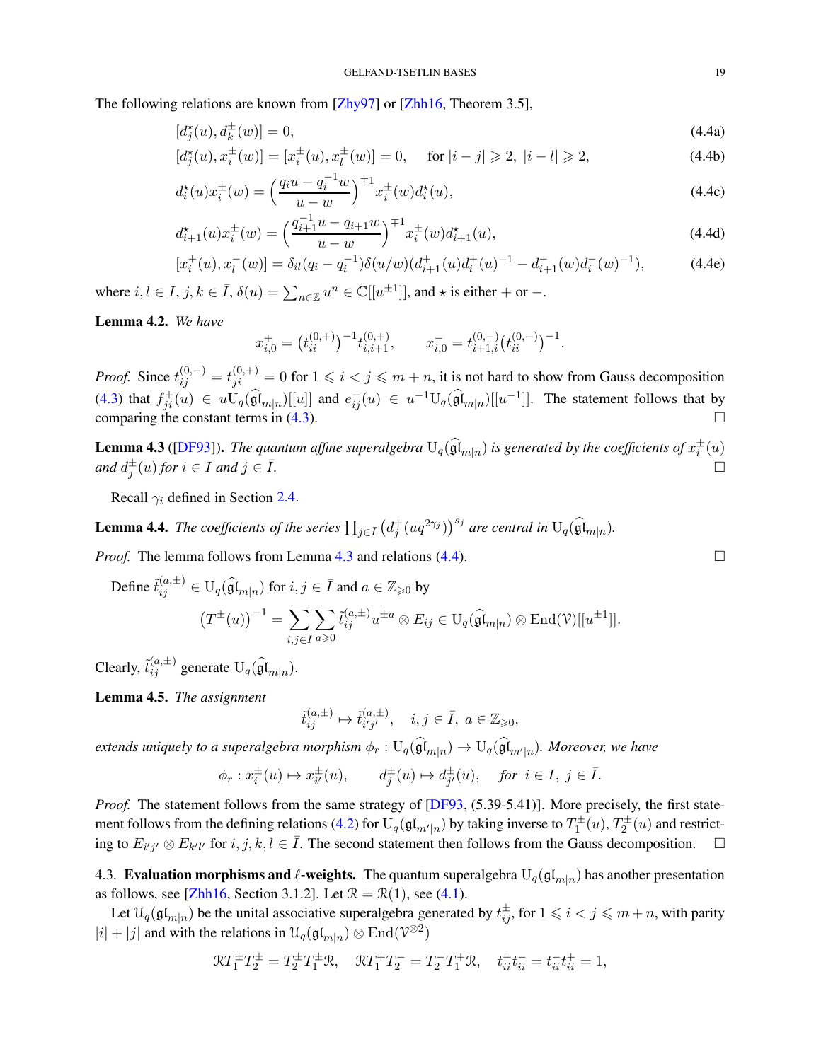The following relations are known from [Zhy97] or [Zhh16, Theorem 3.5],

$$[d_j^\star(u), d_k^\pm(w)] = 0, \tag{4.4a}$$

$$[d_j^\star(u), x_i^\pm(w)] = [x_i^\pm(u), x_l^\pm(w)] = 0, \quad \text{for } |i-j| \geqslant 2,\ |i-l| \geqslant 2, \tag{4.4b}$$

$$d_i^\star(u) x_i^\pm(w) = \Big(\frac{q_i u - q_i^{-1} w}{u - w}\Big)^{\mp 1} x_i^\pm(w) d_i^\star(u), \tag{4.4c}$$

$$d_{i+1}^\star(u) x_i^\pm(w) = \Big(\frac{q_{i+1}^{-1} u - q_{i+1} w}{u - w}\Big)^{\mp 1} x_i^\pm(w) d_{i+1}^\star(u), \tag{4.4d}$$

$$[x_i^+(u), x_l^-(w)] = \delta_{il}(q_i - q_i^{-1})\delta(u/w)(d_{i+1}^+(u) d_i^+(u)^{-1} - d_{i+1}^-(w) d_i^-(w)^{-1}), \tag{4.4e}$$

where $i, l \in I$, $j, k \in \bar{I}$, $\delta(u) = \sum_{n\in\mathbb{Z}} u^n \in \mathbb{C}[[u^{\pm 1}]]$, and $\star$ is either $+$ or $-$.

**Lemma 4.2.** *We have*

$$x_{i,0}^+ = \big(t_{ii}^{(0,+)}\big)^{-1} t_{i,i+1}^{(0,+)}, \qquad x_{i,0}^- = t_{i+1,i}^{(0,-)}\big(t_{ii}^{(0,-)}\big)^{-1}.$$

*Proof.* Since $t_{ij}^{(0,-)} = t_{ji}^{(0,+)} = 0$ for $1 \leqslant i < j \leqslant m+n$, it is not hard to show from Gauss decomposition (4.3) that $f_{ji}^+(u) \in u\mathrm{U}_q(\widehat{\mathfrak{gl}}_{m|n})[[u]]$ and $e_{ij}^-(u) \in u^{-1}\mathrm{U}_q(\widehat{\mathfrak{gl}}_{m|n})[[u^{-1}]]$. The statement follows that by comparing the constant terms in (4.3). $\square$

**Lemma 4.3** ([DF93]). *The quantum affine superalgebra $\mathrm{U}_q(\widehat{\mathfrak{gl}}_{m|n})$ is generated by the coefficients of $x_i^\pm(u)$ and $d_j^\pm(u)$ for $i \in I$ and $j \in \bar{I}$.* $\square$

Recall $\gamma_i$ defined in Section 2.4.

**Lemma 4.4.** *The coefficients of the series $\prod_{j\in I}\big(d_j^+(uq^{2\gamma_j})\big)^{s_j}$ are central in $\mathrm{U}_q(\widehat{\mathfrak{gl}}_{m|n})$.*

*Proof.* The lemma follows from Lemma 4.3 and relations (4.4). $\square$

Define $\tilde{t}_{ij}^{(a,\pm)} \in \mathrm{U}_q(\widehat{\mathfrak{gl}}_{m|n})$ for $i, j \in \bar{I}$ and $a \in \mathbb{Z}_{\geqslant 0}$ by

$$\big(T^\pm(u)\big)^{-1} = \sum_{i,j\in\bar{I}}\sum_{a\geqslant 0} \tilde{t}_{ij}^{(a,\pm)} u^{\pm a} \otimes E_{ij} \in \mathrm{U}_q(\widehat{\mathfrak{gl}}_{m|n}) \otimes \mathrm{End}(\mathcal{V})[[u^{\pm 1}]].$$

Clearly, $\tilde{t}_{ij}^{(a,\pm)}$ generate $\mathrm{U}_q(\widehat{\mathfrak{gl}}_{m|n})$.

**Lemma 4.5.** *The assignment*

$$\tilde{t}_{ij}^{(a,\pm)} \mapsto \tilde{t}_{i'j'}^{(a,\pm)}, \quad i, j \in \bar{I},\ a \in \mathbb{Z}_{\geqslant 0},$$

*extends uniquely to a superalgebra morphism $\phi_r : \mathrm{U}_q(\widehat{\mathfrak{gl}}_{m|n}) \to \mathrm{U}_q(\widehat{\mathfrak{gl}}_{m'|n})$. Moreover, we have*

$$\phi_r : x_i^\pm(u) \mapsto x_{i'}^\pm(u), \qquad d_j^\pm(u) \mapsto d_{j'}^\pm(u), \quad \textit{for } i \in I,\ j \in \bar{I}.$$

*Proof.* The statement follows from the same strategy of [DF93, (5.39-5.41)]. More precisely, the first statement follows from the defining relations (4.2) for $\mathrm{U}_q(\mathfrak{gl}_{m'|n})$ by taking inverse to $T_1^\pm(u), T_2^\pm(u)$ and restricting to $E_{i'j'} \otimes E_{k'l'}$ for $i, j, k, l \in \bar{I}$. The second statement then follows from the Gauss decomposition. $\square$

4.3. **Evaluation morphisms and $\ell$-weights.** The quantum superalgebra $\mathrm{U}_q(\mathfrak{gl}_{m|n})$ has another presentation as follows, see [Zhh16, Section 3.1.2]. Let $\mathcal{R} = \mathcal{R}(1)$, see (4.1).

Let $\mathcal{U}_q(\mathfrak{gl}_{m|n})$ be the unital associative superalgebra generated by $t_{ij}^\pm$, for $1 \leqslant i < j \leqslant m+n$, with parity $|i| + |j|$ and with the relations in $\mathcal{U}_q(\mathfrak{gl}_{m|n}) \otimes \mathrm{End}(\mathcal{V}^{\otimes 2})$

$$\mathcal{R}T_1^\pm T_2^\pm = T_2^\pm T_1^\pm \mathcal{R}, \quad \mathcal{R}T_1^+ T_2^- = T_2^- T_1^+ \mathcal{R}, \quad t_{ii}^+ t_{ii}^- = t_{ii}^- t_{ii}^+ = 1,$$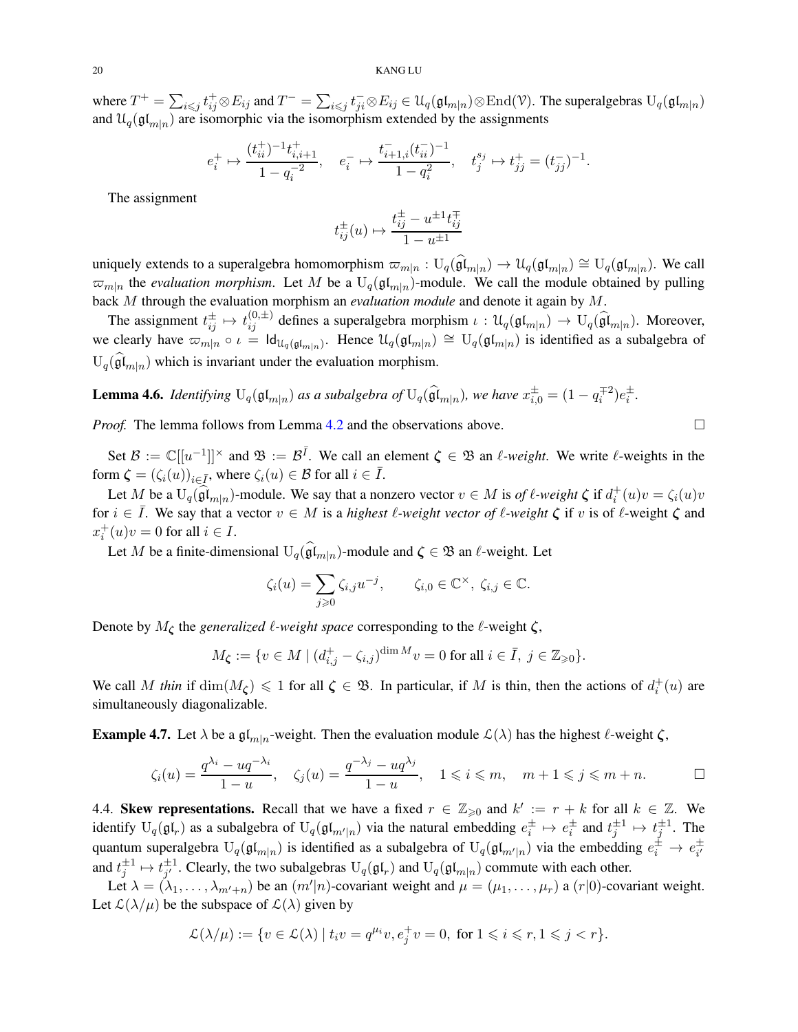where $T^+ = \sum_{i\leqslant j} t_{ij}^+ \otimes E_{ij}$ and $T^- = \sum_{i\leqslant j} t_{ji}^- \otimes E_{ij} \in \mathcal{U}_q(\mathfrak{gl}_{m|n}) \otimes \mathrm{End}(\mathcal{V})$. The superalgebras $\mathrm{U}_q(\mathfrak{gl}_{m|n})$ and $\mathcal{U}_q(\mathfrak{gl}_{m|n})$ are isomorphic via the isomorphism extended by the assignments

$$e_i^+ \mapsto \frac{(t_{ii}^+)^{-1} t_{i,i+1}^+}{1-q_i^{-2}}, \quad e_i^- \mapsto \frac{t_{i+1,i}^-(t_{ii}^-)^{-1}}{1-q_i^2}, \quad t_j^{s_j} \mapsto t_{jj}^+ = (t_{jj}^-)^{-1}.$$

The assignment

$$t_{ij}^{\pm}(u) \mapsto \frac{t_{ij}^{\pm} - u^{\pm 1} t_{ij}^{\mp}}{1-u^{\pm 1}}$$

uniquely extends to a superalgebra homomorphism $\varpi_{m|n} : \mathrm{U}_q(\widehat{\mathfrak{gl}}_{m|n}) \to \mathcal{U}_q(\mathfrak{gl}_{m|n}) \cong \mathrm{U}_q(\mathfrak{gl}_{m|n})$. We call $\varpi_{m|n}$ the *evaluation morphism*. Let $M$ be a $\mathrm{U}_q(\mathfrak{gl}_{m|n})$-module. We call the module obtained by pulling back $M$ through the evaluation morphism an *evaluation module* and denote it again by $M$.

The assignment $t_{ij}^{\pm} \mapsto t_{ij}^{(0,\pm)}$ defines a superalgebra morphism $\iota : \mathcal{U}_q(\mathfrak{gl}_{m|n}) \to \mathrm{U}_q(\widehat{\mathfrak{gl}}_{m|n})$. Moreover, we clearly have $\varpi_{m|n} \circ \iota = \mathrm{Id}_{\mathcal{U}_q(\mathfrak{gl}_{m|n})}$. Hence $\mathcal{U}_q(\mathfrak{gl}_{m|n}) \cong \mathrm{U}_q(\mathfrak{gl}_{m|n})$ is identified as a subalgebra of $\mathrm{U}_q(\widehat{\mathfrak{gl}}_{m|n})$ which is invariant under the evaluation morphism.

**Lemma 4.6.** *Identifying* $\mathrm{U}_q(\mathfrak{gl}_{m|n})$ *as a subalgebra of* $\mathrm{U}_q(\widehat{\mathfrak{gl}}_{m|n})$*, we have* $x_{i,0}^{\pm} = (1-q_i^{\mp 2})e_i^{\pm}$.

*Proof.* The lemma follows from Lemma 4.2 and the observations above. $\square$

Set $\mathcal{B} := \mathbb{C}[[u^{-1}]]^{\times}$ and $\mathfrak{B} := \mathcal{B}^{\bar{I}}$. We call an element $\boldsymbol{\zeta} \in \mathfrak{B}$ an *$\ell$-weight*. We write $\ell$-weights in the form $\boldsymbol{\zeta} = (\zeta_i(u))_{i\in\bar{I}}$, where $\zeta_i(u) \in \mathcal{B}$ for all $i \in \bar{I}$.

Let $M$ be a $\mathrm{U}_q(\widehat{\mathfrak{gl}}_{m|n})$-module. We say that a nonzero vector $v \in M$ is *of $\ell$-weight* $\boldsymbol{\zeta}$ if $d_i^+(u)v = \zeta_i(u)v$ for $i \in \bar{I}$. We say that a vector $v \in M$ is a *highest $\ell$-weight vector of $\ell$-weight* $\boldsymbol{\zeta}$ if $v$ is of $\ell$-weight $\boldsymbol{\zeta}$ and $x_i^+(u)v = 0$ for all $i \in I$.

Let $M$ be a finite-dimensional $\mathrm{U}_q(\widehat{\mathfrak{gl}}_{m|n})$-module and $\boldsymbol{\zeta} \in \mathfrak{B}$ an $\ell$-weight. Let

$$\zeta_i(u) = \sum_{j\geqslant 0} \zeta_{i,j} u^{-j}, \qquad \zeta_{i,0} \in \mathbb{C}^{\times},\ \zeta_{i,j} \in \mathbb{C}.$$

Denote by $M_{\boldsymbol{\zeta}}$ the *generalized $\ell$-weight space* corresponding to the $\ell$-weight $\boldsymbol{\zeta}$,

$$M_{\boldsymbol{\zeta}} := \{v \in M \mid (d_{i,j}^+ - \zeta_{i,j})^{\dim M} v = 0 \text{ for all } i \in \bar{I},\ j \in \mathbb{Z}_{\geqslant 0}\}.$$

We call $M$ *thin* if $\dim(M_{\boldsymbol{\zeta}}) \leqslant 1$ for all $\boldsymbol{\zeta} \in \mathfrak{B}$. In particular, if $M$ is thin, then the actions of $d_i^+(u)$ are simultaneously diagonalizable.

**Example 4.7.** Let $\lambda$ be a $\mathfrak{gl}_{m|n}$-weight. Then the evaluation module $\mathcal{L}(\lambda)$ has the highest $\ell$-weight $\boldsymbol{\zeta}$,

$$\zeta_i(u) = \frac{q^{\lambda_i} - uq^{-\lambda_i}}{1-u}, \quad \zeta_j(u) = \frac{q^{-\lambda_j} - uq^{\lambda_j}}{1-u}, \quad 1 \leqslant i \leqslant m, \quad m+1 \leqslant j \leqslant m+n. \qquad \square$$

4.4. **Skew representations.** Recall that we have a fixed $r \in \mathbb{Z}_{\geqslant 0}$ and $k' := r + k$ for all $k \in \mathbb{Z}$. We identify $\mathrm{U}_q(\mathfrak{gl}_r)$ as a subalgebra of $\mathrm{U}_q(\mathfrak{gl}_{m'|n})$ via the natural embedding $e_i^{\pm} \mapsto e_i^{\pm}$ and $t_j^{\pm 1} \mapsto t_j^{\pm 1}$. The quantum superalgebra $\mathrm{U}_q(\mathfrak{gl}_{m|n})$ is identified as a subalgebra of $\mathrm{U}_q(\mathfrak{gl}_{m'|n})$ via the embedding $e_i^{\pm} \to e_{i'}^{\pm}$ and $t_j^{\pm 1} \mapsto t_{j'}^{\pm 1}$. Clearly, the two subalgebras $\mathrm{U}_q(\mathfrak{gl}_r)$ and $\mathrm{U}_q(\mathfrak{gl}_{m|n})$ commute with each other.

Let $\lambda = (\lambda_1, \ldots, \lambda_{m'+n})$ be an $(m'|n)$-covariant weight and $\mu = (\mu_1, \ldots, \mu_r)$ a $(r|0)$-covariant weight. Let $\mathcal{L}(\lambda/\mu)$ be the subspace of $\mathcal{L}(\lambda)$ given by

$$\mathcal{L}(\lambda/\mu) := \{v \in \mathcal{L}(\lambda) \mid t_i v = q^{\mu_i} v, e_j^+ v = 0, \text{ for } 1 \leqslant i \leqslant r, 1 \leqslant j < r\}.$$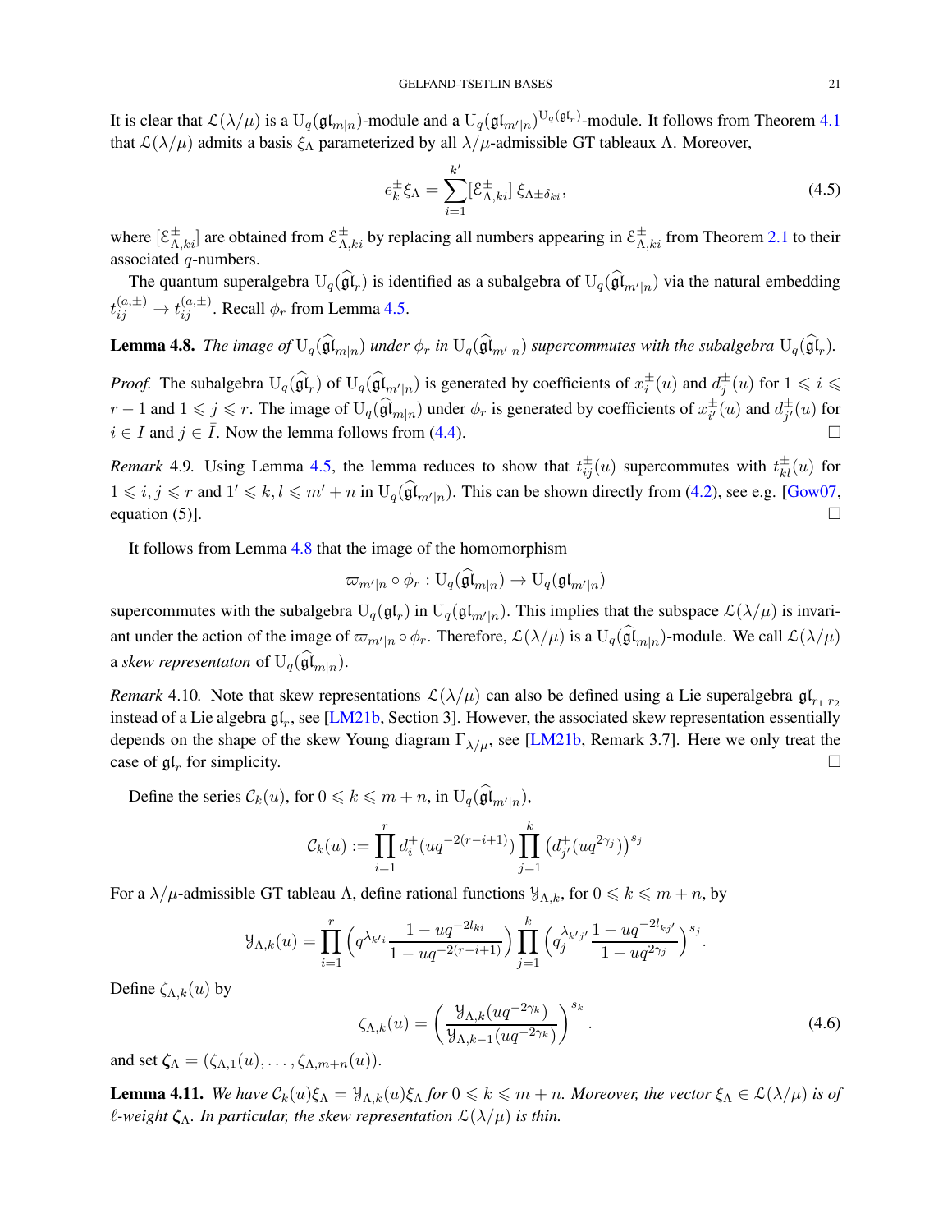It is clear that $\mathcal{L}(\lambda/\mu)$ is a $\mathrm{U}_q(\mathfrak{gl}_{m|n})$-module and a $\mathrm{U}_q(\mathfrak{gl}_{m'|n})^{\mathrm{U}_q(\mathfrak{gl}_r)}$-module. It follows from Theorem 4.1 that $\mathcal{L}(\lambda/\mu)$ admits a basis $\xi_\Lambda$ parameterized by all $\lambda/\mu$-admissible GT tableaux $\Lambda$. Moreover,

$$e_k^{\pm}\xi_\Lambda = \sum_{i=1}^{k'} [\mathcal{E}^{\pm}_{\Lambda,ki}]\, \xi_{\Lambda\pm\delta_{ki}}, \tag{4.5}$$

where $[\mathcal{E}^{\pm}_{\Lambda,ki}]$ are obtained from $\mathcal{E}^{\pm}_{\Lambda,ki}$ by replacing all numbers appearing in $\mathcal{E}^{\pm}_{\Lambda,ki}$ from Theorem 2.1 to their associated $q$-numbers.

The quantum superalgebra $\mathrm{U}_q(\widehat{\mathfrak{gl}}_r)$ is identified as a subalgebra of $\mathrm{U}_q(\widehat{\mathfrak{gl}}_{m'|n})$ via the natural embedding $t_{ij}^{(a,\pm)} \to t_{ij}^{(a,\pm)}$. Recall $\phi_r$ from Lemma 4.5.

**Lemma 4.8.** *The image of* $\mathrm{U}_q(\widehat{\mathfrak{gl}}_{m|n})$ *under* $\phi_r$ *in* $\mathrm{U}_q(\widehat{\mathfrak{gl}}_{m'|n})$ *supercommutes with the subalgebra* $\mathrm{U}_q(\widehat{\mathfrak{gl}}_r)$.

*Proof.* The subalgebra $\mathrm{U}_q(\widehat{\mathfrak{gl}}_r)$ of $\mathrm{U}_q(\widehat{\mathfrak{gl}}_{m'|n})$ is generated by coefficients of $x_i^{\pm}(u)$ and $d_j^{\pm}(u)$ for $1 \leqslant i \leqslant r-1$ and $1 \leqslant j \leqslant r$. The image of $\mathrm{U}_q(\widehat{\mathfrak{gl}}_{m|n})$ under $\phi_r$ is generated by coefficients of $x_{i'}^{\pm}(u)$ and $d_{j'}^{\pm}(u)$ for $i \in I$ and $j \in \bar{I}$. Now the lemma follows from (4.4). $\square$

*Remark* 4.9. Using Lemma 4.5, the lemma reduces to show that $t_{ij}^{\pm}(u)$ supercommutes with $t_{kl}^{\pm}(u)$ for $1 \leqslant i,j \leqslant r$ and $1' \leqslant k,l \leqslant m'+n$ in $\mathrm{U}_q(\widehat{\mathfrak{gl}}_{m'|n})$. This can be shown directly from (4.2), see e.g. [Gow07, equation (5)]. $\square$

It follows from Lemma 4.8 that the image of the homomorphism

$$\varpi_{m'|n}\circ\phi_r : \mathrm{U}_q(\widehat{\mathfrak{gl}}_{m|n}) \to \mathrm{U}_q(\mathfrak{gl}_{m'|n})$$

supercommutes with the subalgebra $\mathrm{U}_q(\mathfrak{gl}_r)$ in $\mathrm{U}_q(\mathfrak{gl}_{m'|n})$. This implies that the subspace $\mathcal{L}(\lambda/\mu)$ is invariant under the action of the image of $\varpi_{m'|n}\circ\phi_r$. Therefore, $\mathcal{L}(\lambda/\mu)$ is a $\mathrm{U}_q(\widehat{\mathfrak{gl}}_{m|n})$-module. We call $\mathcal{L}(\lambda/\mu)$ a *skew representaton* of $\mathrm{U}_q(\widehat{\mathfrak{gl}}_{m|n})$.

*Remark* 4.10. Note that skew representations $\mathcal{L}(\lambda/\mu)$ can also be defined using a Lie superalgebra $\mathfrak{gl}_{r_1|r_2}$ instead of a Lie algebra $\mathfrak{gl}_r$, see [LM21b, Section 3]. However, the associated skew representation essentially depends on the shape of the skew Young diagram $\Gamma_{\lambda/\mu}$, see [LM21b, Remark 3.7]. Here we only treat the case of $\mathfrak{gl}_r$ for simplicity. $\square$

Define the series $\mathcal{C}_k(u)$, for $0 \leqslant k \leqslant m+n$, in $\mathrm{U}_q(\widehat{\mathfrak{gl}}_{m'|n})$,

$$\mathcal{C}_k(u) := \prod_{i=1}^{r} d_i^{+}(uq^{-2(r-i+1)}) \prod_{j=1}^{k} \left(d_{j'}^{+}(uq^{2\gamma_j})\right)^{s_j}$$

For a $\lambda/\mu$-admissible GT tableau $\Lambda$, define rational functions $\mathcal{Y}_{\Lambda,k}$, for $0 \leqslant k \leqslant m+n$, by

$$\mathcal{Y}_{\Lambda,k}(u) = \prod_{i=1}^{r} \Big( q^{\lambda_{k'i}} \frac{1-uq^{-2l_{ki}}}{1-uq^{-2(r-i+1)}} \Big) \prod_{j=1}^{k} \Big( q_j^{\lambda_{k'j'}} \frac{1-uq^{-2l_{kj'}}}{1-uq^{2\gamma_j}} \Big)^{s_j}.$$

Define $\zeta_{\Lambda,k}(u)$ by

$$\zeta_{\Lambda,k}(u) = \left( \frac{\mathcal{Y}_{\Lambda,k}(uq^{-2\gamma_k})}{\mathcal{Y}_{\Lambda,k-1}(uq^{-2\gamma_k})} \right)^{s_k}. \tag{4.6}$$

and set $\boldsymbol{\zeta}_\Lambda = (\zeta_{\Lambda,1}(u), \ldots, \zeta_{\Lambda,m+n}(u))$.

**Lemma 4.11.** *We have* $\mathcal{C}_k(u)\xi_\Lambda = \mathcal{Y}_{\Lambda,k}(u)\xi_\Lambda$ *for* $0 \leqslant k \leqslant m+n$. *Moreover, the vector* $\xi_\Lambda \in \mathcal{L}(\lambda/\mu)$ *is of* $\ell$*-weight* $\boldsymbol{\zeta}_\Lambda$. *In particular, the skew representation* $\mathcal{L}(\lambda/\mu)$ *is thin.*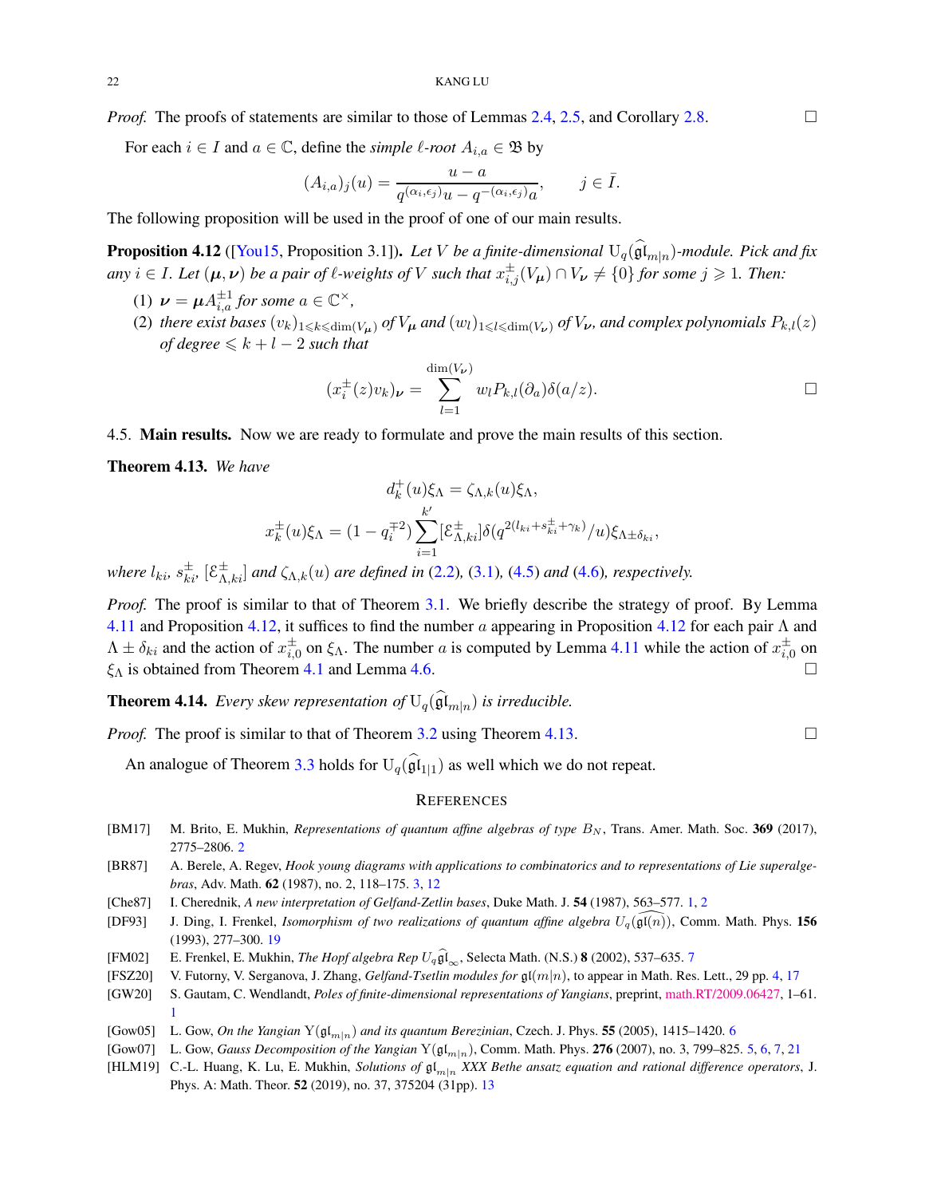*Proof.* The proofs of statements are similar to those of Lemmas 2.4, 2.5, and Corollary 2.8. ☐

For each $i \in I$ and $a \in \mathbb{C}$, define the *simple $\ell$-root* $A_{i,a} \in \mathfrak{B}$ by

$$(A_{i,a})_j(u) = \frac{u - a}{q^{(\alpha_i,\epsilon_j)}u - q^{-(\alpha_i,\epsilon_j)}a}, \qquad j \in \bar{I}.$$

The following proposition will be used in the proof of one of our main results.

**Proposition 4.12** ([You15, Proposition 3.1]). *Let $V$ be a finite-dimensional $\mathrm{U}_q(\widehat{\mathfrak{gl}}_{m|n})$-module. Pick and fix any $i \in I$. Let $(\boldsymbol{\mu}, \boldsymbol{\nu})$ be a pair of $\ell$-weights of $V$ such that $x^{\pm}_{i,j}(V_{\boldsymbol{\mu}}) \cap V_{\boldsymbol{\nu}} \neq \{0\}$ for some $j \geqslant 1$. Then:*

1. *$\boldsymbol{\nu} = \boldsymbol{\mu} A^{\pm 1}_{i,a}$ for some $a \in \mathbb{C}^\times$,*
2. *there exist bases $(v_k)_{1 \leqslant k \leqslant \dim(V_{\boldsymbol{\mu}})}$ of $V_{\boldsymbol{\mu}}$ and $(w_l)_{1 \leqslant l \leqslant \dim(V_{\boldsymbol{\nu}})}$ of $V_{\boldsymbol{\nu}}$, and complex polynomials $P_{k,l}(z)$ of degree $\leqslant k + l - 2$ such that*

$$(x^{\pm}_i(z) v_k)_{\boldsymbol{\nu}} = \sum_{l=1}^{\dim(V_{\boldsymbol{\nu}})} w_l P_{k,l}(\partial_a)\delta(a/z). \qquad ☐$$

## 4.5. Main results.

Now we are ready to formulate and prove the main results of this section.

**Theorem 4.13.** *We have*

$$d^{\pm}_k(u)\xi_\Lambda = \zeta_{\Lambda,k}(u)\xi_\Lambda,$$

$$x^{\pm}_k(u)\xi_\Lambda = (1 - q_i^{\mp 2}) \sum_{i=1}^{k'} [\mathcal{E}^{\pm}_{\Lambda,ki}]\delta(q^{2(l_{ki}+s^{\pm}_{ki}+\gamma_k)}/u)\xi_{\Lambda \pm \delta_{ki}},$$

*where $l_{ki}$, $s^{\pm}_{ki}$, $[\mathcal{E}^{\pm}_{\Lambda,ki}]$ and $\zeta_{\Lambda,k}(u)$ are defined in (2.2), (3.1), (4.5) and (4.6), respectively.*

*Proof.* The proof is similar to that of Theorem 3.1. We briefly describe the strategy of proof. By Lemma 4.11 and Proposition 4.12, it suffices to find the number $a$ appearing in Proposition 4.12 for each pair $\Lambda$ and $\Lambda \pm \delta_{ki}$ and the action of $x^{\pm}_{i,0}$ on $\xi_\Lambda$. The number $a$ is computed by Lemma 4.11 while the action of $x^{\pm}_{i,0}$ on $\xi_\Lambda$ is obtained from Theorem 4.1 and Lemma 4.6. ☐

**Theorem 4.14.** *Every skew representation of $\mathrm{U}_q(\widehat{\mathfrak{gl}}_{m|n})$ is irreducible.*

*Proof.* The proof is similar to that of Theorem 3.2 using Theorem 4.13. ☐

An analogue of Theorem 3.3 holds for $\mathrm{U}_q(\widehat{\mathfrak{gl}}_{1|1})$ as well which we do not repeat.

## References

[BM17] M. Brito, E. Mukhin, *Representations of quantum affine algebras of type $B_N$*, Trans. Amer. Math. Soc. **369** (2017), 2775–2806. 2

[BR87] A. Berele, A. Regev, *Hook young diagrams with applications to combinatorics and to representations of Lie superalgebras*, Adv. Math. **62** (1987), no. 2, 118–175. 3, 12

[Che87] I. Cherednik, *A new interpretation of Gelfand-Zetlin bases*, Duke Math. J. **54** (1987), 563–577. 1, 2

[DF93] J. Ding, I. Frenkel, *Isomorphism of two realizations of quantum affine algebra $U_q(\widehat{\mathfrak{gl}(n)})$*, Comm. Math. Phys. **156** (1993), 277–300. 19

[FM02] E. Frenkel, E. Mukhin, *The Hopf algebra Rep $U_q\widehat{\mathfrak{gl}}_\infty$*, Selecta Math. (N.S.) **8** (2002), 537–635. 7

[FSZ20] V. Futorny, V. Serganova, J. Zhang, *Gelfand-Tsetlin modules for $\mathfrak{gl}(m|n)$*, to appear in Math. Res. Lett., 29 pp. 4, 17

[GW20] S. Gautam, C. Wendlandt, *Poles of finite-dimensional representations of Yangians*, preprint, math.RT/2009.06427, 1–61. 1

[Gow05] L. Gow, *On the Yangian $\mathrm{Y}(\mathfrak{gl}_{m|n})$ and its quantum Berezinian*, Czech. J. Phys. **55** (2005), 1415–1420. 6

[Gow07] L. Gow, *Gauss Decomposition of the Yangian $\mathrm{Y}(\mathfrak{gl}_{m|n})$*, Comm. Math. Phys. **276** (2007), no. 3, 799–825. 5, 6, 7, 21

[HLM19] C.-L. Huang, K. Lu, E. Mukhin, *Solutions of $\mathfrak{gl}_{m|n}$ XXX Bethe ansatz equation and rational difference operators*, J. Phys. A: Math. Theor. **52** (2019), no. 37, 375204 (31pp). 13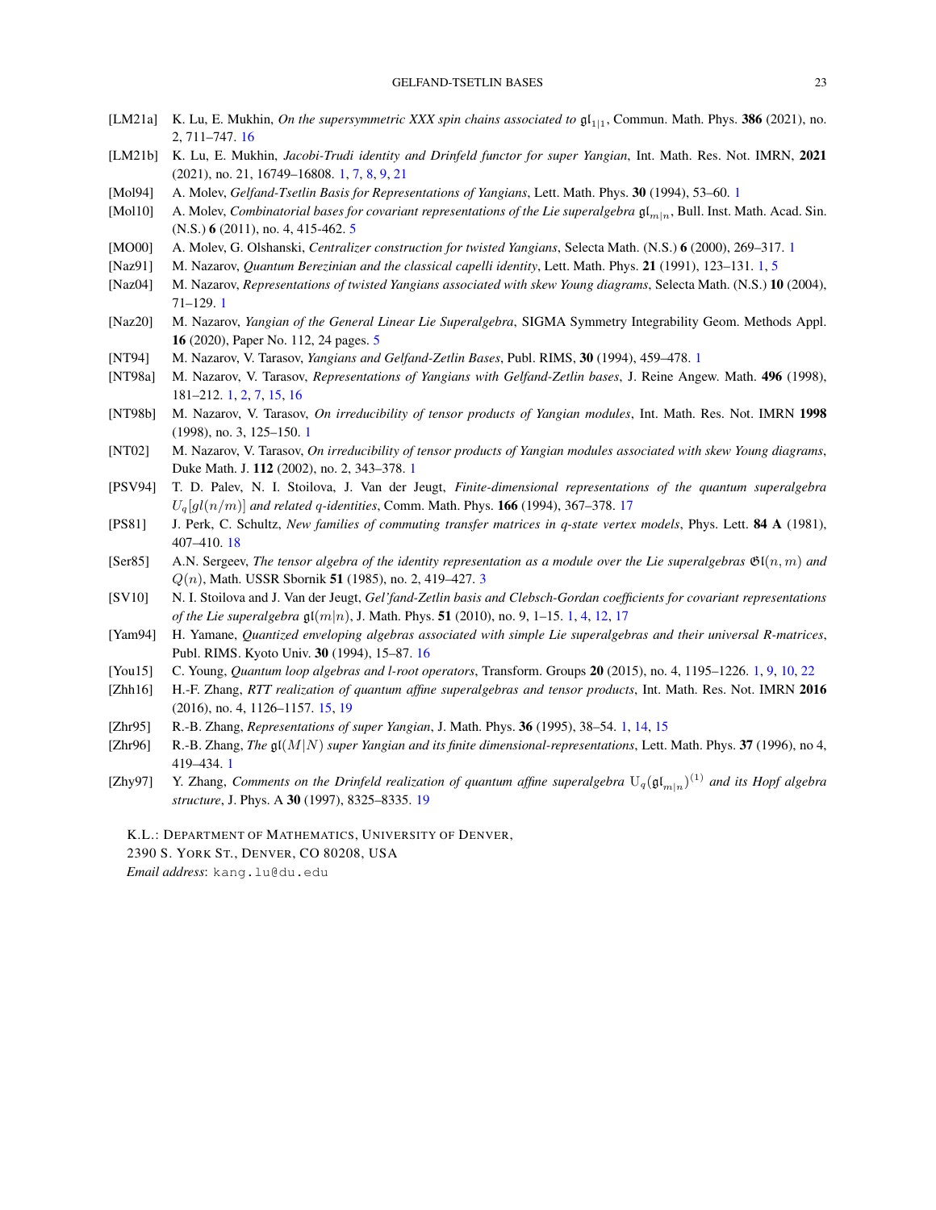[LM21a] K. Lu, E. Mukhin, *On the supersymmetric XXX spin chains associated to* $\mathfrak{gl}_{1|1}$, Commun. Math. Phys. **386** (2021), no. 2, 711–747. 16

[LM21b] K. Lu, E. Mukhin, *Jacobi-Trudi identity and Drinfeld functor for super Yangian*, Int. Math. Res. Not. IMRN, **2021** (2021), no. 21, 16749–16808. 1, 7, 8, 9, 21

[Mol94] A. Molev, *Gelfand-Tsetlin Basis for Representations of Yangians*, Lett. Math. Phys. **30** (1994), 53–60. 1

[Mol10] A. Molev, *Combinatorial bases for covariant representations of the Lie superalgebra* $\mathfrak{gl}_{m|n}$, Bull. Inst. Math. Acad. Sin. (N.S.) **6** (2011), no. 4, 415-462. 5

[MO00] A. Molev, G. Olshanski, *Centralizer construction for twisted Yangians*, Selecta Math. (N.S.) **6** (2000), 269–317. 1

[Naz91] M. Nazarov, *Quantum Berezinian and the classical capelli identity*, Lett. Math. Phys. **21** (1991), 123–131. 1, 5

[Naz04] M. Nazarov, *Representations of twisted Yangians associated with skew Young diagrams*, Selecta Math. (N.S.) **10** (2004), 71–129. 1

[Naz20] M. Nazarov, *Yangian of the General Linear Lie Superalgebra*, SIGMA Symmetry Integrability Geom. Methods Appl. **16** (2020), Paper No. 112, 24 pages. 5

[NT94] M. Nazarov, V. Tarasov, *Yangians and Gelfand-Zetlin Bases*, Publ. RIMS, **30** (1994), 459–478. 1

[NT98a] M. Nazarov, V. Tarasov, *Representations of Yangians with Gelfand-Zetlin bases*, J. Reine Angew. Math. **496** (1998), 181–212. 1, 2, 7, 15, 16

[NT98b] M. Nazarov, V. Tarasov, *On irreducibility of tensor products of Yangian modules*, Int. Math. Res. Not. IMRN **1998** (1998), no. 3, 125–150. 1

[NT02] M. Nazarov, V. Tarasov, *On irreducibility of tensor products of Yangian modules associated with skew Young diagrams*, Duke Math. J. **112** (2002), no. 2, 343–378. 1

[PSV94] T. D. Palev, N. I. Stoilova, J. Van der Jeugt, *Finite-dimensional representations of the quantum superalgebra* $U_q[gl(n/m)]$ *and related q-identities*, Comm. Math. Phys. **166** (1994), 367–378. 17

[PS81] J. Perk, C. Schultz, *New families of commuting transfer matrices in q-state vertex models*, Phys. Lett. **84 A** (1981), 407–410. 18

[Ser85] A.N. Sergeev, *The tensor algebra of the identity representation as a module over the Lie superalgebras* $\mathfrak{Gl}(n,m)$ *and* $Q(n)$, Math. USSR Sbornik **51** (1985), no. 2, 419–427. 3

[SV10] N. I. Stoilova and J. Van der Jeugt, *Gel'fand-Zetlin basis and Clebsch-Gordan coefficients for covariant representations of the Lie superalgebra* $\mathfrak{gl}(m|n)$, J. Math. Phys. **51** (2010), no. 9, 1–15. 1, 4, 12, 17

[Yam94] H. Yamane, *Quantized enveloping algebras associated with simple Lie superalgebras and their universal R-matrices*, Publ. RIMS. Kyoto Univ. **30** (1994), 15–87. 16

[You15] C. Young, *Quantum loop algebras and l-root operators*, Transform. Groups **20** (2015), no. 4, 1195–1226. 1, 9, 10, 22

[Zhh16] H.-F. Zhang, *RTT realization of quantum affine superalgebras and tensor products*, Int. Math. Res. Not. IMRN **2016** (2016), no. 4, 1126–1157. 15, 19

[Zhr95] R.-B. Zhang, *Representations of super Yangian*, J. Math. Phys. **36** (1995), 38–54. 1, 14, 15

[Zhr96] R.-B. Zhang, *The* $\mathfrak{gl}(M|N)$ *super Yangian and its finite dimensional-representations*, Lett. Math. Phys. **37** (1996), no 4, 419–434. 1

[Zhy97] Y. Zhang, *Comments on the Drinfeld realization of quantum affine superalgebra* $\mathrm{U}_q(\mathfrak{gl}_{m|n})^{(1)}$ *and its Hopf algebra structure*, J. Phys. A **30** (1997), 8325–8335. 19

K.L.: Department of Mathematics, University of Denver,
2390 S. York St., Denver, CO 80208, USA
*Email address*: kang.lu@du.edu